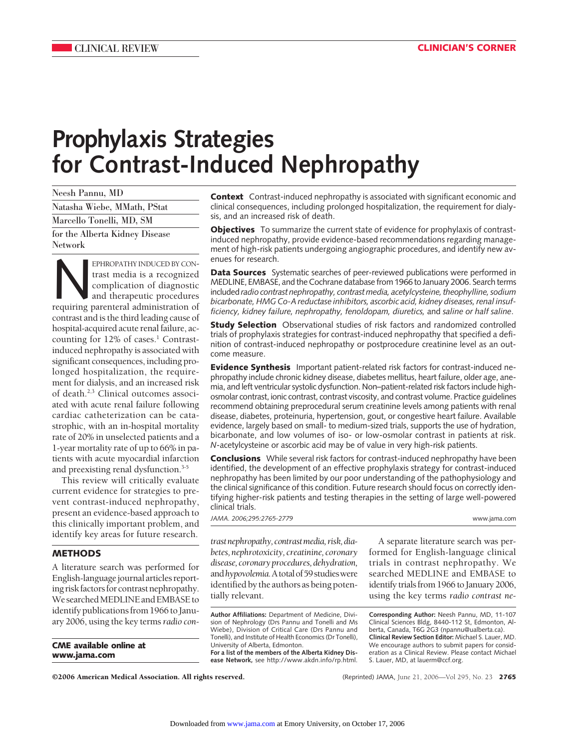CLINICAL REVIEW

CLINICIAN'S CORNER

# Prophylaxis Strategies for Contrast-Induced Nephropathy

Neesh Pannu, MD

Natasha Wiebe, MMath, PStat

Marcello Tonelli, MD, SM

for the Alberta Kidney Disease Network

**Context** Contrast-induced nephropathy is associated with significant economic and clinical consequences, including prolonged hospitalization, the requirement for dialysis, and an increased risk of death.

**Objectives** To summarize the current state of evidence for prophylaxis of contrast-induced nephropathy, provide evidence-based recommendations regarding management of high-risk patients undergoing angiographic procedures, and identify new avenues for research.

**Data Sources** Systematic searches of peer-reviewed publications were performed in MEDLINE, EMBASE, and the Cochrane database from 1966 to January 2006. Search terms included *radio contrast nephropathy, contrast media, acetylcysteine, theophylline, sodium bicarbonate, HMG Co-A reductase inhibitors, ascorbic acid, kidney diseases, renal insufficiency, kidney failure, nephropathy, fenoldopam, diuretics,* and *saline or half saline*.

**Study Selection** Observational studies of risk factors and randomized controlled trials of prophylaxis strategies for contrast-induced nephropathy that specified a definition of contrast-induced nephropathy or postprocedure creatinine level as an outcome measure.

**Evidence Synthesis** Important patient-related risk factors for contrast-induced nephropathy include chronic kidney disease, diabetes mellitus, heart failure, older age, anemia, and left ventricular systolic dysfunction. Non–patient-related risk factors include high-osmolar contrast, ionic contrast, contrast viscosity, and contrast volume. Practice guidelines recommend obtaining preprocedural serum creatinine levels among patients with renal disease, diabetes, proteinuria, hypertension, gout, or congestive heart failure. Available evidence, largely based on small- to medium-sized trials, supports the use of hydration, bicarbonate, and low volumes of iso- or low-osmolar contrast in patients at risk. *N*-acetylcysteine or ascorbic acid may be of value in very high-risk patients.

**Conclusions** While several risk factors for contrast-induced nephropathy have been identified, the development of an effective prophylaxis strategy for contrast-induced nephropathy has been limited by our poor understanding of the pathophysiology and the clinical significance of this condition. Future research should focus on correctly identifying higher-risk patients and testing therapies in the setting of large well-powered clinical trials.

*JAMA. 2006;295:2765-2779*

NEPHROPATHY INDUCED BY CONTRAST media is a recognized complication of diagnostic and therapeutic procedures requiring parenteral administration of contrast and is the third leading cause of hospital-acquired acute renal failure, accounting for 12% of cases.[1] Contrast-induced nephropathy is associated with significant consequences, including prolonged hospitalization, the requirement for dialysis, and an increased risk of death.[2,3] Clinical outcomes associated with acute renal failure following cardiac catheterization can be catastrophic, with an in-hospital mortality rate of 20% in unselected patients and a 1-year mortality rate of up to 66% in patients with acute myocardial infarction and preexisting renal dysfunction.[3-5]

This review will critically evaluate current evidence for strategies to prevent contrast-induced nephropathy, present an evidence-based approach to this clinically important problem, and identify key areas for future research.

## METHODS

A literature search was performed for English-language journal articles reporting risk factors for contrast nephropathy. We searched MEDLINE and EMBASE to identify publications from 1966 to January 2006, using the key terms *radio contrast nephropathy, contrast media, risk, diabetes, nephrotoxicity, creatinine, coronary disease, coronary procedures, dehydration,* and *hypovolemia.* A total of 59 studies were identified by the authors as being potentially relevant.

A separate literature search was performed for English-language clinical trials in contrast nephropathy. We searched MEDLINE and EMBASE to identify trials from 1966 to January 2006, using the key terms *radio contrast ne-*

**CME available online at www.jama.com**

**Author Affiliations:** Department of Medicine, Division of Nephrology (Drs Pannu and Tonelli and Ms Wiebe), Division of Critical Care (Drs Pannu and Tonelli), and Institute of Health Economics (Dr Tonelli), University of Alberta, Edmonton.

**For a list of the members of the Alberta Kidney Disease Network,** see http://www.akdn.info/rp.html.

**Corresponding Author:** Neesh Pannu, MD, 11-107 Clinical Sciences Bldg, 8440-112 St, Edmonton, Alberta, Canada, T6G 2G3 (npannu@ualberta.ca).

**Clinical Review Section Editor:** Michael S. Lauer, MD. We encourage authors to submit papers for consideration as a Clinical Review. Please contact Michael S. Lauer, MD, at lauerm@ccf.org.

©2006 American Medical Association. All rights reserved.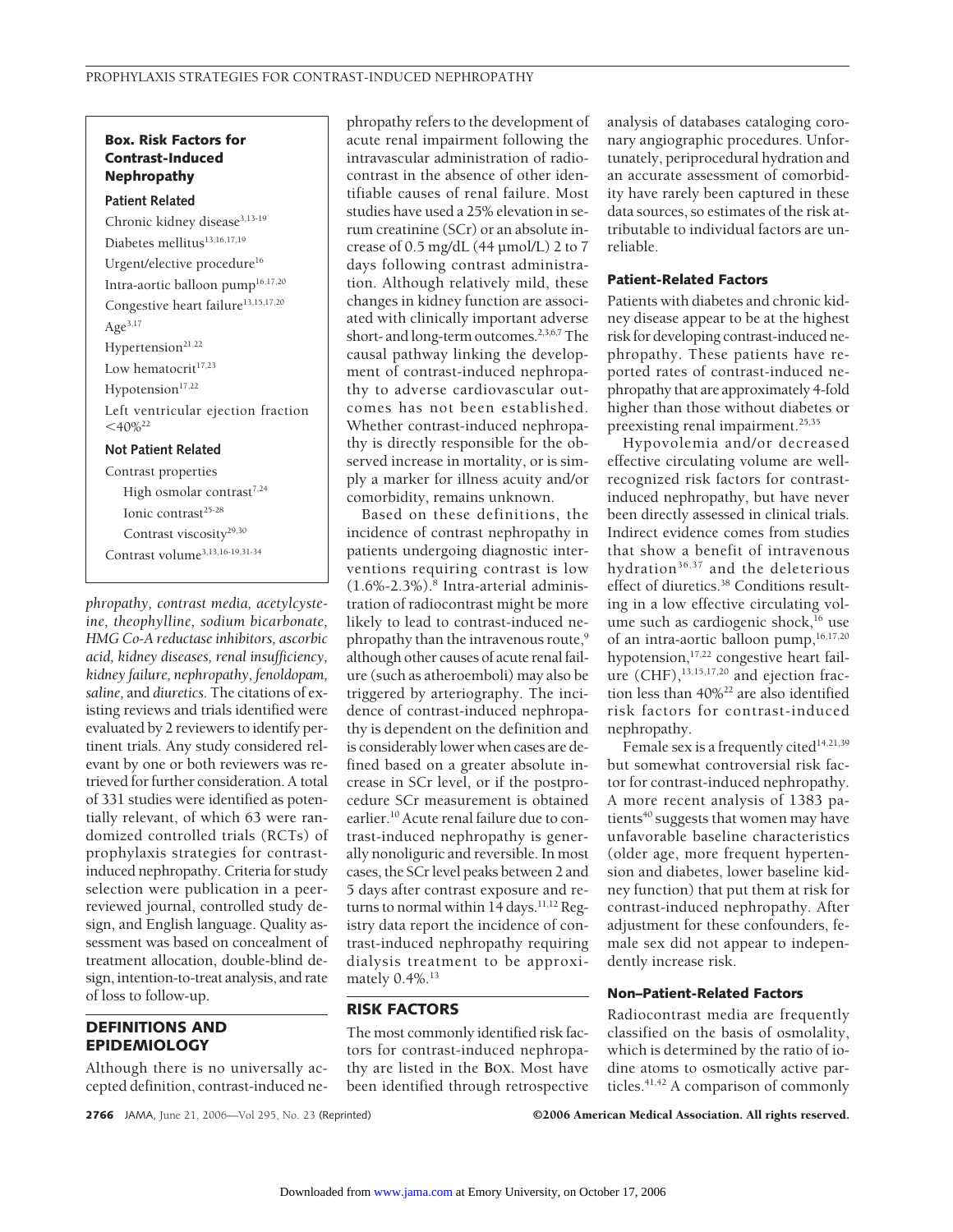### Box. Risk Factors for Contrast-Induced Nephropathy

**Patient Related**

Chronic kidney disease[3,13-19]
Diabetes mellitus[13,16,17,19]
Urgent/elective procedure[16]
Intra-aortic balloon pump[16,17,20]
Congestive heart failure[13,15,17,20]
Age[3,17]
Hypertension[21,22]
Low hematocrit[17,23]
Hypotension[17,22]
Left ventricular ejection fraction <40%[22]

**Not Patient Related**

Contrast properties
- High osmolar contrast[7,24]
- Ionic contrast[25-28]
- Contrast viscosity[29,30]

Contrast volume[3,13,16-19,31-34]

*phropathy, contrast media, acetylcysteine, theophylline, sodium bicarbonate, HMG Co-A reductase inhibitors, ascorbic acid, kidney diseases, renal insufficiency, kidney failure, nephropathy, fenoldopam, saline,* and *diuretics.* The citations of existing reviews and trials identified were evaluated by 2 reviewers to identify pertinent trials. Any study considered relevant by one or both reviewers was retrieved for further consideration. A total of 331 studies were identified as potentially relevant, of which 63 were randomized controlled trials (RCTs) of prophylaxis strategies for contrast-induced nephropathy. Criteria for study selection were publication in a peer-reviewed journal, controlled study design, and English language. Quality assessment was based on concealment of treatment allocation, double-blind design, intention-to-treat analysis, and rate of loss to follow-up.

## DEFINITIONS AND EPIDEMIOLOGY

Although there is no universally accepted definition, contrast-induced nephropathy refers to the development of acute renal impairment following the intravascular administration of radiocontrast in the absence of other identifiable causes of renal failure. Most studies have used a 25% elevation in serum creatinine (SCr) or an absolute increase of 0.5 mg/dL (44 µmol/L) 2 to 7 days following contrast administration. Although relatively mild, these changes in kidney function are associated with clinically important adverse short- and long-term outcomes.[2,3,6,7] The causal pathway linking the development of contrast-induced nephropathy to adverse cardiovascular outcomes has not been established. Whether contrast-induced nephropathy is directly responsible for the observed increase in mortality, or is simply a marker for illness acuity and/or comorbidity, remains unknown.

Based on these definitions, the incidence of contrast nephropathy in patients undergoing diagnostic interventions requiring contrast is low (1.6%-2.3%).[8] Intra-arterial administration of radiocontrast might be more likely to lead to contrast-induced nephropathy than the intravenous route,[9] although other causes of acute renal failure (such as atheroemboli) may also be triggered by arteriography. The incidence of contrast-induced nephropathy is dependent on the definition and is considerably lower when cases are defined based on a greater absolute increase in SCr level, or if the postprocedure SCr measurement is obtained earlier.[10] Acute renal failure due to contrast-induced nephropathy is generally nonoliguric and reversible. In most cases, the SCr level peaks between 2 and 5 days after contrast exposure and returns to normal within 14 days.[11,12] Registry data report the incidence of contrast-induced nephropathy requiring dialysis treatment to be approximately 0.4%.[13]

## RISK FACTORS

The most commonly identified risk factors for contrast-induced nephropathy are listed in the Box. Most have been identified through retrospective analysis of databases cataloging coronary angiographic procedures. Unfortunately, periprocedural hydration and an accurate assessment of comorbidity have rarely been captured in these data sources, so estimates of the risk attributable to individual factors are unreliable.

### Patient-Related Factors

Patients with diabetes and chronic kidney disease appear to be at the highest risk for developing contrast-induced nephropathy. These patients have reported rates of contrast-induced nephropathy that are approximately 4-fold higher than those without diabetes or preexisting renal impairment.[25,35]

Hypovolemia and/or decreased effective circulating volume are well-recognized risk factors for contrast-induced nephropathy, but have never been directly assessed in clinical trials. Indirect evidence comes from studies that show a benefit of intravenous hydration[36,37] and the deleterious effect of diuretics.[38] Conditions resulting in a low effective circulating volume such as cardiogenic shock,[16] use of an intra-aortic balloon pump,[16,17,20] hypotension,[17,22] congestive heart failure (CHF),[13,15,17,20] and ejection fraction less than 40%[22] are also identified risk factors for contrast-induced nephropathy.

Female sex is a frequently cited[14,21,39] but somewhat controversial risk factor for contrast-induced nephropathy. A more recent analysis of 1383 patients[40] suggests that women may have unfavorable baseline characteristics (older age, more frequent hypertension and diabetes, lower baseline kidney function) that put them at risk for contrast-induced nephropathy. After adjustment for these confounders, female sex did not appear to independently increase risk.

### Non–Patient-Related Factors

Radiocontrast media are frequently classified on the basis of osmolality, which is determined by the ratio of iodine atoms to osmotically active particles.[41,42] A comparison of commonly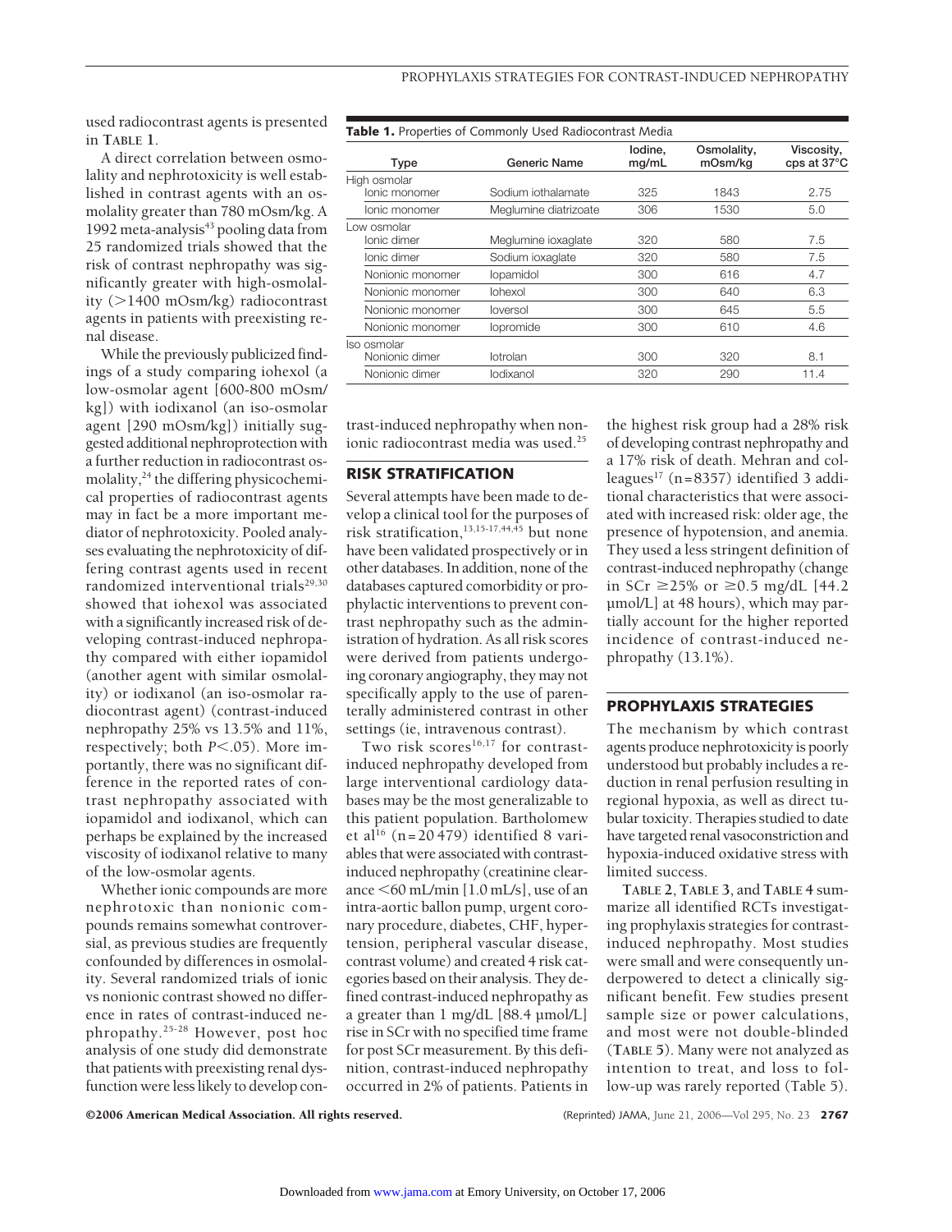used radiocontrast agents is presented in **TABLE 1**.

**Table 1.** Properties of Commonly Used Radiocontrast Media

| Type | Generic Name | Iodine, mg/mL | Osmolality, mOsm/kg | Viscosity, cps at 37°C |
|---|---|---|---|---|
| High osmolar | | | | |
| Ionic monomer | Sodium iothalamate | 325 | 1843 | 2.75 |
| Ionic monomer | Meglumine diatrizoate | 306 | 1530 | 5.0 |
| Low osmolar | | | | |
| Ionic dimer | Meglumine ioxaglate | 320 | 580 | 7.5 |
| Ionic dimer | Sodium ioxaglate | 320 | 580 | 7.5 |
| Nonionic monomer | Iopamidol | 300 | 616 | 4.7 |
| Nonionic monomer | Iohexol | 300 | 640 | 6.3 |
| Nonionic monomer | Ioversol | 300 | 645 | 5.5 |
| Nonionic monomer | Iopromide | 300 | 610 | 4.6 |
| Iso osmolar | | | | |
| Nonionic dimer | Iotrolan | 300 | 320 | 8.1 |
| Nonionic dimer | Iodixanol | 320 | 290 | 11.4 |

A direct correlation between osmolality and nephrotoxicity is well established in contrast agents with an osmolality greater than 780 mOsm/kg. A 1992 meta-analysis[43] pooling data from 25 randomized trials showed that the risk of contrast nephropathy was significantly greater with high-osmolality (>1400 mOsm/kg) radiocontrast agents in patients with preexisting renal disease.

While the previously publicized findings of a study comparing iohexol (a low-osmolar agent [600-800 mOsm/kg]) with iodixanol (an iso-osmolar agent [290 mOsm/kg]) initially suggested additional nephroprotection with a further reduction in radiocontrast osmolality,[24] the differing physicochemical properties of radiocontrast agents may in fact be a more important mediator of nephrotoxicity. Pooled analyses evaluating the nephrotoxicity of differing contrast agents used in recent randomized interventional trials[29,30] showed that iohexol was associated with a significantly increased risk of developing contrast-induced nephropathy compared with either iopamidol (another agent with similar osmolality) or iodixanol (an iso-osmolar radiocontrast agent) (contrast-induced nephropathy 25% vs 13.5% and 11%, respectively; both $P<.05$). More importantly, there was no significant difference in the reported rates of contrast nephropathy associated with iopamidol and iodixanol, which can perhaps be explained by the increased viscosity of iodixanol relative to many of the low-osmolar agents.

Whether ionic compounds are more nephrotoxic than nonionic compounds remains somewhat controversial, as previous studies are frequently confounded by differences in osmolality. Several randomized trials of ionic vs nonionic contrast showed no difference in rates of contrast-induced nephropathy.[25-28] However, post hoc analysis of one study did demonstrate that patients with preexisting renal dysfunction were less likely to develop contrast-induced nephropathy when nonionic radiocontrast media was used.[25]

## RISK STRATIFICATION

Several attempts have been made to develop a clinical tool for the purposes of risk stratification,[13,15-17,44,45] but none have been validated prospectively or in other databases. In addition, none of the databases captured comorbidity or prophylactic interventions to prevent contrast nephropathy such as the administration of hydration. As all risk scores were derived from patients undergoing coronary angiography, they may not specifically apply to the use of parenterally administered contrast in other settings (ie, intravenous contrast).

Two risk scores[16,17] for contrast-induced nephropathy developed from large interventional cardiology databases may be the most generalizable to this patient population. Bartholomew et al[16] (n=20 479) identified 8 variables that were associated with contrast-induced nephropathy (creatinine clearance <60 mL/min [1.0 mL/s], use of an intra-aortic ballon pump, urgent coronary procedure, diabetes, CHF, hypertension, peripheral vascular disease, contrast volume) and created 4 risk categories based on their analysis. They defined contrast-induced nephropathy as a greater than 1 mg/dL [88.4 μmol/L] rise in SCr with no specified time frame for post SCr measurement. By this definition, contrast-induced nephropathy occurred in 2% of patients. Patients in the highest risk group had a 28% risk of developing contrast nephropathy and a 17% risk of death. Mehran and colleagues[17] (n=8357) identified 3 additional characteristics that were associated with increased risk: older age, the presence of hypotension, and anemia. They used a less stringent definition of contrast-induced nephropathy (change in SCr ≥25% or ≥0.5 mg/dL [44.2 μmol/L] at 48 hours), which may partially account for the higher reported incidence of contrast-induced nephropathy (13.1%).

## PROPHYLAXIS STRATEGIES

The mechanism by which contrast agents produce nephrotoxicity is poorly understood but probably includes a reduction in renal perfusion resulting in regional hypoxia, as well as direct tubular toxicity. Therapies studied to date have targeted renal vasoconstriction and hypoxia-induced oxidative stress with limited success.

**TABLE 2**, **TABLE 3**, and **TABLE 4** summarize all identified RCTs investigating prophylaxis strategies for contrast-induced nephropathy. Most studies were small and were consequently underpowered to detect a clinically significant benefit. Few studies present sample size or power calculations, and most were not double-blinded (**TABLE 5**). Many were not analyzed as intention to treat, and loss to follow-up was rarely reported (Table 5).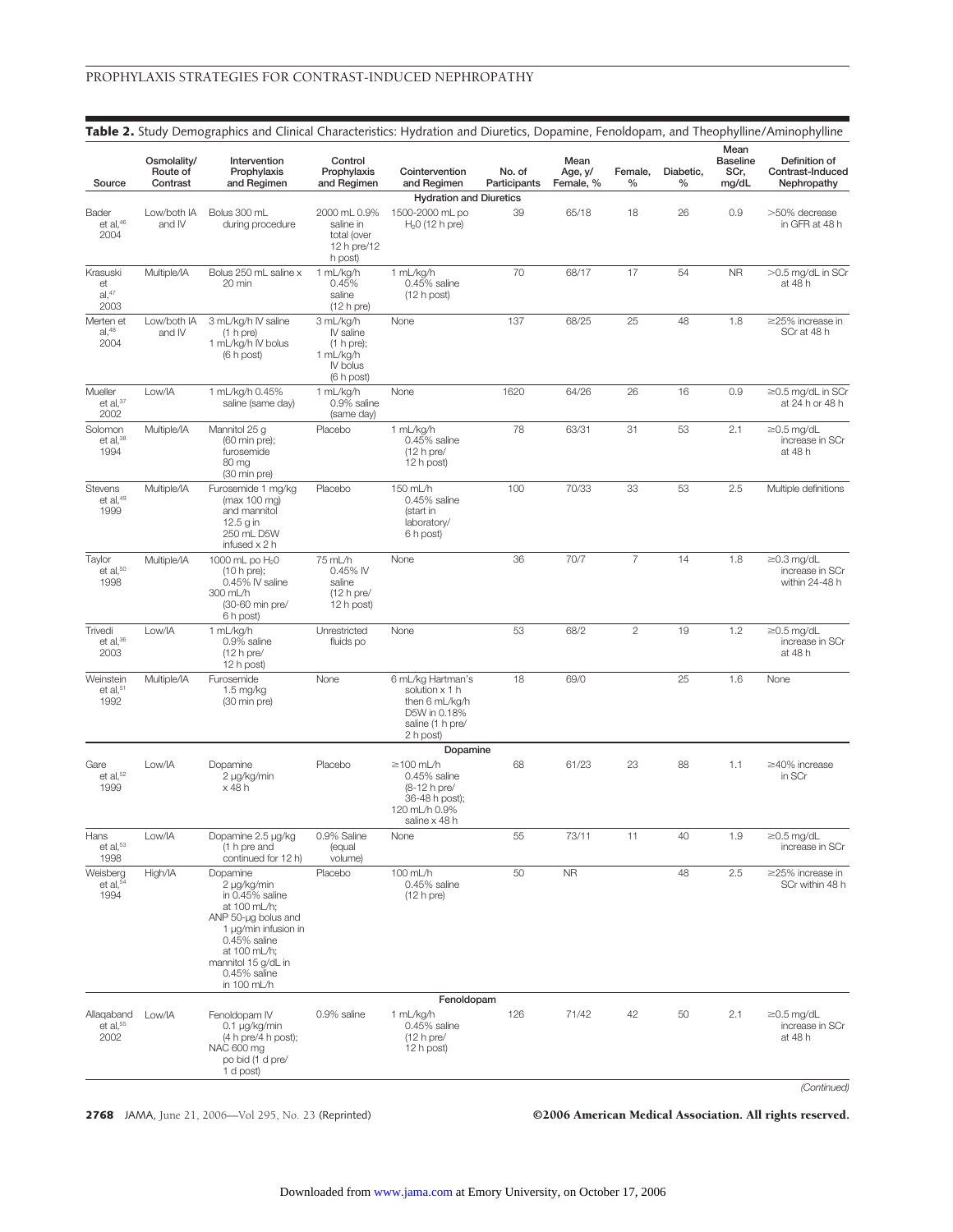**Table 2.** Study Demographics and Clinical Characteristics: Hydration and Diuretics, Dopamine, Fenoldopam, and Theophylline/Aminophylline

| Source | Osmolality/ Route of Contrast | Intervention Prophylaxis and Regimen | Control Prophylaxis and Regimen | Cointervention and Regimen | No. of Participants | Mean Age, y/ Female, % | Female, % | Diabetic, % | Mean Baseline SCr, mg/dL | Definition of Contrast-Induced Nephropathy |
|---|---|---|---|---|---|---|---|---|---|---|
| | | | | **Hydration and Diuretics** | | | | | | |
| Bader et al,[46] 2004 | Low/both IA and IV | Bolus 300 mL during procedure | 2000 mL 0.9% saline in total (over 12 h pre/12 h post) | 1500-2000 mL po $H_2O$ (12 h pre) | 39 | 65/18 | 18 | 26 | 0.9 | >50% decrease in GFR at 48 h |
| Krasuski et al,[47] 2003 | Multiple/IA | Bolus 250 mL saline x 20 min | 1 mL/kg/h 0.45% saline (12 h pre) | 1 mL/kg/h 0.45% saline (12 h post) | 70 | 68/17 | 17 | 54 | NR | >0.5 mg/dL in SCr at 48 h |
| Merten et al,[48] 2004 | Low/both IA and IV | 3 mL/kg/h IV saline (1 h pre) 1 mL/kg/h IV bolus (6 h post) | 3 mL/kg/h IV saline (1 h pre); 1 mL/kg/h IV bolus (6 h post) | None | 137 | 68/25 | 25 | 48 | 1.8 | ≥25% increase in SCr at 48 h |
| Mueller et al,[37] 2002 | Low/IA | 1 mL/kg/h 0.45% saline (same day) | 1 mL/kg/h 0.9% saline (same day) | None | 1620 | 64/26 | 26 | 16 | 0.9 | ≥0.5 mg/dL in SCr at 24 h or 48 h |
| Solomon et al,[38] 1994 | Multiple/IA | Mannitol 25 g (60 min pre); furosemide 80 mg (30 min pre) | Placebo | 1 mL/kg/h 0.45% saline (12 h pre/ 12 h post) | 78 | 63/31 | 31 | 53 | 2.1 | ≥0.5 mg/dL increase in SCr at 48 h |
| Stevens et al,[49] 1999 | Multiple/IA | Furosemide 1 mg/kg (max 100 mg) and mannitol 12.5 g in 250 mL D5W infused x 2 h | Placebo | 150 mL/h 0.45% saline (start in laboratory/ 6 h post) | 100 | 70/33 | 33 | 53 | 2.5 | Multiple definitions |
| Taylor et al,[50] 1998 | Multiple/IA | 1000 mL po $H_2O$ (10 h pre); 0.45% IV saline 300 mL/h (30-60 min pre/ 6 h post) | 75 mL/h 0.45% IV saline (12 h pre/ 12 h post) | None | 36 | 70/7 | 7 | 14 | 1.8 | ≥0.3 mg/dL increase in SCr within 24-48 h |
| Trivedi et al,[36] 2003 | Low/IA | 1 mL/kg/h 0.9% saline (12 h pre/ 12 h post) | Unrestricted fluids po | None | 53 | 68/2 | 2 | 19 | 1.2 | ≥0.5 mg/dL increase in SCr at 48 h |
| Weinstein et al,[51] 1992 | Multiple/IA | Furosemide 1.5 mg/kg (30 min pre) | None | 6 mL/kg Hartman's solution x 1 h then 6 mL/kg/h D5W in 0.18% saline (1 h pre/ 2 h post) | 18 | 69/0 | | 25 | 1.6 | None |
| | | | | **Dopamine** | | | | | | |
| Gare et al,[52] 1999 | Low/IA | Dopamine 2 μg/kg/min x 48 h | Placebo | ≥100 mL/h 0.45% saline (8-12 h pre/ 36-48 h post); 120 mL/h 0.9% saline x 48 h | 68 | 61/23 | 23 | 88 | 1.1 | ≥40% increase in SCr |
| Hans et al,[53] 1998 | Low/IA | Dopamine 2.5 μg/kg (1 h pre and continued for 12 h) | 0.9% Saline (equal volume) | None | 55 | 73/11 | 11 | 40 | 1.9 | ≥0.5 mg/dL increase in SCr |
| Weisberg et al,[54] 1994 | High/IA | Dopamine 2 μg/kg/min in 0.45% saline at 100 mL/h; ANP 50-μg bolus and 1 μg/min infusion in 0.45% saline at 100 mL/h; mannitol 15 g/dL in 0.45% saline in 100 mL/h | Placebo | 100 mL/h 0.45% saline (12 h pre) | 50 | NR | | 48 | 2.5 | ≥25% increase in SCr within 48 h |
| | | | | **Fenoldopam** | | | | | | |
| Allaqaband et al,[55] 2002 | Low/IA | Fenoldopam IV 0.1 μg/kg/min (4 h pre/4 h post); NAC 600 mg po bid (1 d pre/ 1 d post) | 0.9% saline | 1 mL/kg/h 0.45% saline (12 h pre/ 12 h post) | 126 | 71/42 | 42 | 50 | 2.1 | ≥0.5 mg/dL increase in SCr at 48 h |

*(Continued)*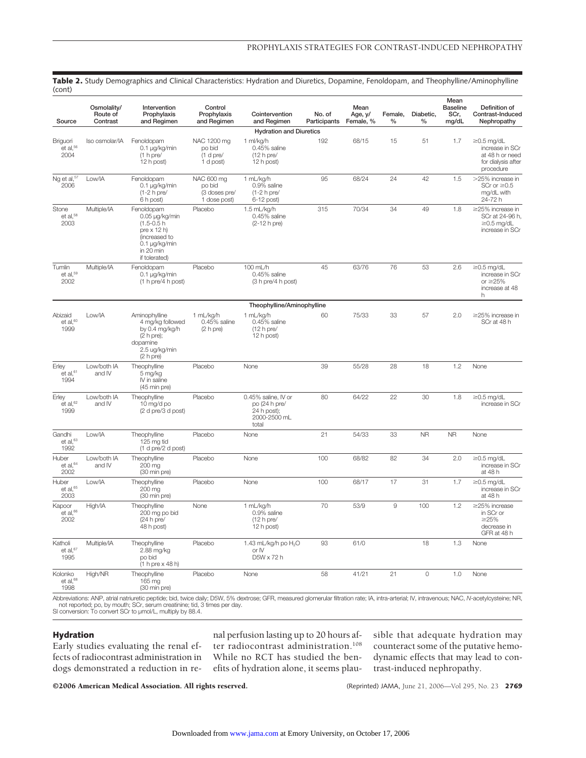**Table 2.** Study Demographics and Clinical Characteristics: Hydration and Diuretics, Dopamine, Fenoldopam, and Theophylline/Aminophylline (cont)

| Source | Osmolality/ Route of Contrast | Intervention Prophylaxis and Regimen | Control Prophylaxis and Regimen | Cointervention and Regimen | No. of Participants | Mean Age, y/ Female, % | Female, % | Diabetic, % | Mean Baseline SCr, mg/dL | Definition of Contrast-Induced Nephropathy |
|---|---|---|---|---|---|---|---|---|---|---|
| | | | | **Hydration and Diuretics** | | | | | | |
| Briguori et al,[56] 2004 | Iso osmolar/IA | Fenoldopam 0.1 µg/kg/min (1 h pre/ 12 h post) | NAC 1200 mg po bid (1 d pre/ 1 d post) | 1 ml/kg/h 0.45% saline (12 h pre/ 12 h post) | 192 | 68/15 | 15 | 51 | 1.7 | ≥0.5 mg/dL increase in SCr at 48 h or need for dialysis after procedure |
| Ng et al,[57] 2006 | Low/IA | Fenoldopam 0.1 µg/kg/min (1-2 h pre/ 6 h post) | NAC 600 mg po bid (3 doses pre/ 1 dose post) | 1 mL/kg/h 0.9% saline (1-2 h pre/ 6-12 h post) | 95 | 68/24 | 24 | 42 | 1.5 | >25% increase in SCr or ≥0.5 mg/dL with 24-72 h |
| Stone et al,[58] 2003 | Multiple/IA | Fenoldopam 0.05 µg/kg/min (1.5-0.5 h pre x 12 h) (increased to 0.1 µg/kg/min in 20 min if tolerated) | Placebo | 1.5 mL/kg/h 0.45% saline (2-12 h pre) | 315 | 70/34 | 34 | 49 | 1.8 | ≥25% increase in SCr at 24-96 h, ≥0.5 mg/dL increase in SCr |
| Tumlin et al,[59] 2002 | Multiple/IA | Fenoldopam 0.1 µg/kg/min (1 h pre/4 h post) | Placebo | 100 mL/h 0.45% saline (3 h pre/4 h post) | 45 | 63/76 | 76 | 53 | 2.6 | ≥0.5 mg/dL increase in SCr or ≥25% increase at 48 h |
| | | | | **Theophylline/Aminophylline** | | | | | | |
| Abizaid et al,[60] 1999 | Low/IA | Aminophylline 4 mg/kg followed by 0.4 mg/kg/h (2 h pre); dopamine 2.5 ug/kg/min (2 h pre) | 1 mL/kg/h 0.45% saline (2 h pre) | 1 mL/kg/h 0.45% saline (12 h pre/ 12 h post) | 60 | 75/33 | 33 | 57 | 2.0 | ≥25% increase in SCr at 48 h |
| Erley et al,[61] 1994 | Low/both IA and IV | Theophylline 5 mg/kg IV in saline (45 min pre) | Placebo | None | 39 | 55/28 | 28 | 18 | 1.2 | None |
| Erley et al,[62] 1999 | Low/both IA and IV | Theophylline 10 mg/d po (2 d pre/3 d post) | Placebo | 0.45% saline, IV or po (24 h pre/ 24 h post); 2000-2500 mL total | 80 | 64/22 | 22 | 30 | 1.8 | ≥0.5 mg/dL increase in SCr |
| Gandhi et al,[63] 1992 | Low/IA | Theophylline 125 mg tid (1 d pre/2 d post) | Placebo | None | 21 | 54/33 | 33 | NR | NR | None |
| Huber et al,[64] 2002 | Low/both IA and IV | Theophylline 200 mg (30 min pre) | Placebo | None | 100 | 68/82 | 82 | 34 | 2.0 | ≥0.5 mg/dL increase in SCr at 48 h |
| Huber et al,[65] 2003 | Low/IA | Theophylline 200 mg (30 min pre) | Placebo | None | 100 | 68/17 | 17 | 31 | 1.7 | ≥0.5 mg/dL increase in SCr at 48 h |
| Kapoor et al,[66] 2002 | High/IA | Theophylline 200 mg po bid (24 h pre/ 48 h post) | None | 1 mL/kg/h 0.9% saline (12 h pre/ 12 h post) | 70 | 53/9 | 9 | 100 | 1.2 | ≥25% increase in SCr or ≥25% decrease in GFR at 48 h |
| Katholi et al,[67] 1995 | Multiple/IA | Theophylline 2.88 mg/kg po bid (1 h pre x 48 h) | Placebo | 1.43 mL/kg/h po $H_2O$ or IV D5W x 72 h | 93 | 61/0 | | 18 | 1.3 | None |
| Kolonko et al,[68] 1998 | High/NR | Theophylline 165 mg (30 min pre) | Placebo | None | 58 | 41/21 | 21 | 0 | 1.0 | None |

Abbreviations: ANP, atrial natriuretic peptide; bid, twice daily; D5W, 5% dextrose; GFR, measured glomerular filtration rate; IA, intra-arterial; IV, intravenous; NAC, *N*-acetylcysteine; NR, not reported; po, by mouth; SCr, serum creatinine; tid, 3 times per day.
SI conversion: To convert SCr to µmol/L, multiply by 88.4.

## Hydration

Early studies evaluating the renal effects of radiocontrast administration in dogs demonstrated a reduction in renal perfusion lasting up to 20 hours after radiocontrast administration.[108] While no RCT has studied the benefits of hydration alone, it seems plausible that adequate hydration may counteract some of the putative hemodynamic effects that may lead to contrast-induced nephropathy.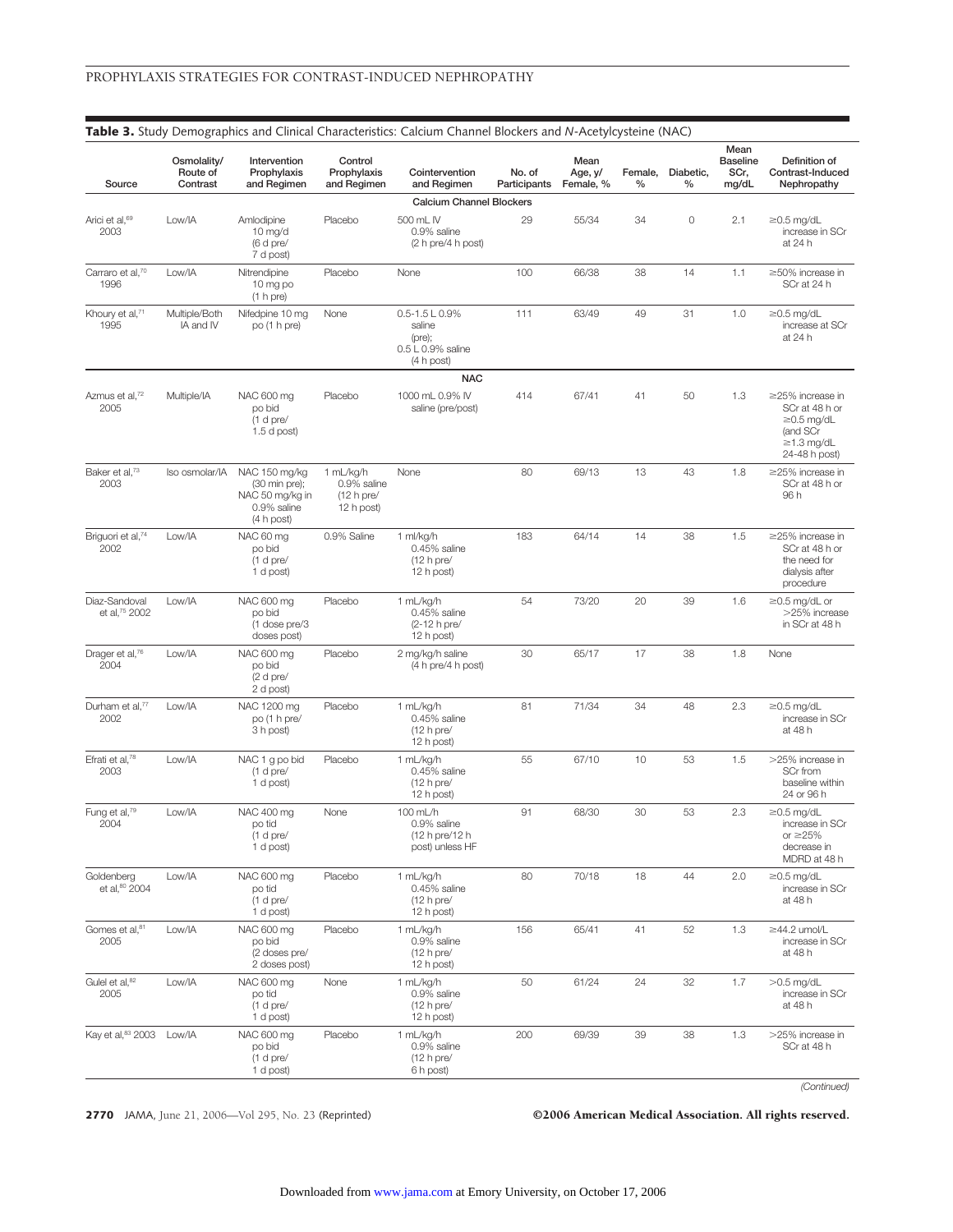**Table 3.** Study Demographics and Clinical Characteristics: Calcium Channel Blockers and *N*-Acetylcysteine (NAC)

| Source | Osmolality/ Route of Contrast | Intervention Prophylaxis and Regimen | Control Prophylaxis and Regimen | Cointervention and Regimen | No. of Participants | Mean Age, y/ Female, % | Female, % | Diabetic, % | Mean Baseline SCr, mg/dL | Definition of Contrast-Induced Nephropathy |
|---|---|---|---|---|---|---|---|---|---|---|
| | | | | **Calcium Channel Blockers** | | | | | | |
| Arici et al,[69] 2003 | Low/IA | Amlodipine 10 mg/d (6 d pre/ 7 d post) | Placebo | 500 mL IV 0.9% saline (2 h pre/4 h post) | 29 | 55/34 | 34 | 0 | 2.1 | ≥0.5 mg/dL increase in SCr at 24 h |
| Carraro et al,[70] 1996 | Low/IA | Nitrendipine 10 mg po (1 h pre) | Placebo | None | 100 | 66/38 | 38 | 14 | 1.1 | ≥50% increase in SCr at 24 h |
| Khoury et al,[71] 1995 | Multiple/Both IA and IV | Nifedpine 10 mg po (1 h pre) | None | 0.5-1.5 L 0.9% saline (pre); 0.5 L 0.9% saline (4 h post) | 111 | 63/49 | 49 | 31 | 1.0 | ≥0.5 mg/dL increase at SCr at 24 h |
| | | | | **NAC** | | | | | | |
| Azmus et al,[72] 2005 | Multiple/IA | NAC 600 mg po bid (1 d pre/ 1.5 d post) | Placebo | 1000 mL 0.9% IV saline (pre/post) | 414 | 67/41 | 41 | 50 | 1.3 | ≥25% increase in SCr at 48 h or ≥0.5 mg/dL (and SCr ≥1.3 mg/dL 24-48 h post) |
| Baker et al,[73] 2003 | Iso osmolar/IA | NAC 150 mg/kg (30 min pre); NAC 50 mg/kg in 0.9% saline (4 h post) | 1 mL/kg/h 0.9% saline (12 h pre/ 12 h post) | None | 80 | 69/13 | 13 | 43 | 1.8 | ≥25% increase in SCr at 48 h or 96 h |
| Briguori et al,[74] 2002 | Low/IA | NAC 60 mg po bid (1 d pre/ 1 d post) | 0.9% Saline | 1 ml/kg/h 0.45% saline (12 h pre/ 12 h post) | 183 | 64/14 | 14 | 38 | 1.5 | ≥25% increase in SCr at 48 h or the need for dialysis after procedure |
| Diaz-Sandoval et al,[75] 2002 | Low/IA | NAC 600 mg po bid (1 dose pre/3 doses post) | Placebo | 1 mL/kg/h 0.45% saline (2-12 h pre/ 12 h post) | 54 | 73/20 | 20 | 39 | 1.6 | ≥0.5 mg/dL or >25% increase in SCr at 48 h |
| Drager et al,[76] 2004 | Low/IA | NAC 600 mg po bid (2 d pre/ 2 d post) | Placebo | 2 mg/kg/h saline (4 h pre/4 h post) | 30 | 65/17 | 17 | 38 | 1.8 | None |
| Durham et al,[77] 2002 | Low/IA | NAC 1200 mg po (1 h pre/ 3 h post) | Placebo | 1 mL/kg/h 0.45% saline (12 h pre/ 12 h post) | 81 | 71/34 | 34 | 48 | 2.3 | ≥0.5 mg/dL increase in SCr at 48 h |
| Efrati et al,[78] 2003 | Low/IA | NAC 1 g po bid (1 d pre/ 1 d post) | Placebo | 1 mL/kg/h 0.45% saline (12 h pre/ 12 h post) | 55 | 67/10 | 10 | 53 | 1.5 | >25% increase in SCr from baseline within 24 or 96 h |
| Fung et al,[79] 2004 | Low/IA | NAC 400 mg po tid (1 d pre/ 1 d post) | None | 100 mL/h 0.9% saline (12 h pre/12 h post) unless HF | 91 | 68/30 | 30 | 53 | 2.3 | ≥0.5 mg/dL increase in SCr or ≥25% decrease in MDRD at 48 h |
| Goldenberg et al,[80] 2004 | Low/IA | NAC 600 mg po tid (1 d pre/ 1 d post) | Placebo | 1 mL/kg/h 0.45% saline (12 h pre/ 12 h post) | 80 | 70/18 | 18 | 44 | 2.0 | ≥0.5 mg/dL increase in SCr at 48 h |
| Gomes et al,[81] 2005 | Low/IA | NAC 600 mg po bid (2 doses pre/ 2 doses post) | Placebo | 1 mL/kg/h 0.9% saline (12 h pre/ 12 h post) | 156 | 65/41 | 41 | 52 | 1.3 | ≥44.2 umol/L increase in SCr at 48 h |
| Gulel et al,[82] 2005 | Low/IA | NAC 600 mg po tid (1 d pre/ 1 d post) | None | 1 mL/kg/h 0.9% saline (12 h pre/ 12 h post) | 50 | 61/24 | 24 | 32 | 1.7 | >0.5 mg/dL increase in SCr at 48 h |
| Kay et al,[83] 2003 | Low/IA | NAC 600 mg po bid (1 d pre/ 1 d post) | Placebo | 1 mL/kg/h 0.9% saline (12 h pre/ 6 h post) | 200 | 69/39 | 39 | 38 | 1.3 | >25% increase in SCr at 48 h |

*(Continued)*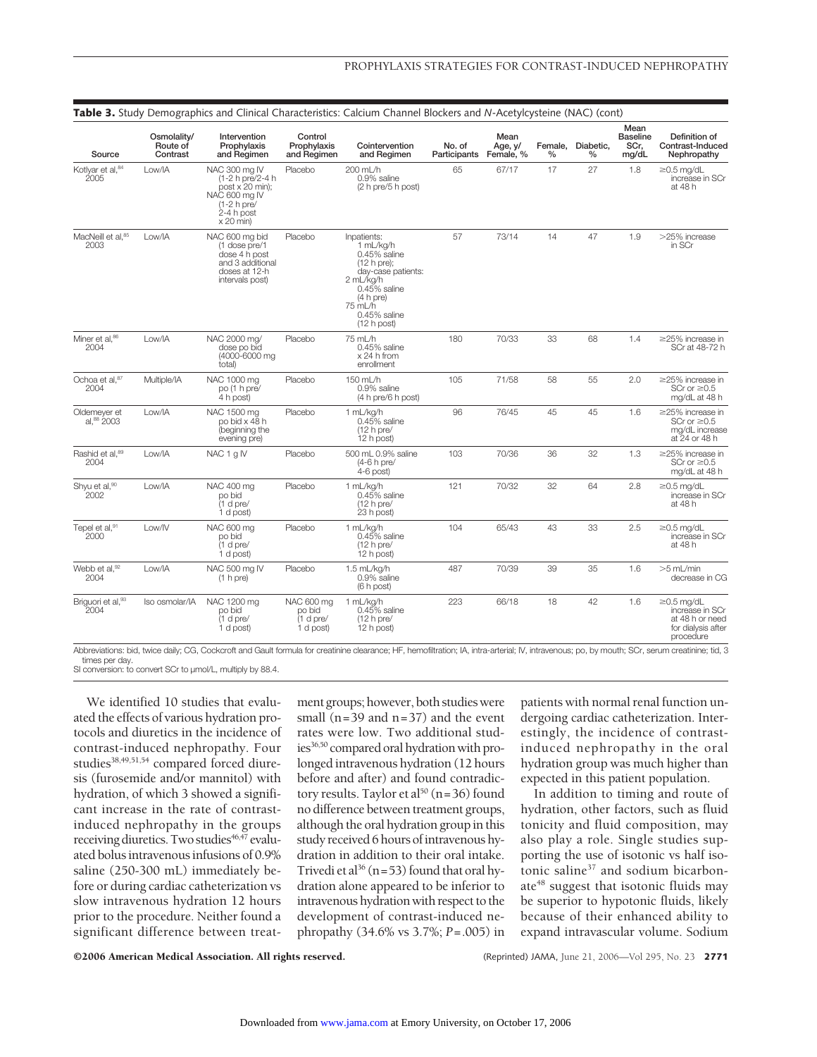**Table 3.** Study Demographics and Clinical Characteristics: Calcium Channel Blockers and *N*-Acetylcysteine (NAC) (cont)

| Source | Osmolality/ Route of Contrast | Intervention Prophylaxis and Regimen | Control Prophylaxis and Regimen | Cointervention and Regimen | No. of Participants | Mean Age, y/ Female, % | Female, % | Diabetic, % | Mean Baseline SCr, mg/dL | Definition of Contrast-Induced Nephropathy |
|---|---|---|---|---|---|---|---|---|---|---|
| Kotlyar et al,[84] 2005 | Low/IA | NAC 300 mg IV (1-2 h pre/2-4 h post x 20 min); NAC 600 mg IV (1-2 h pre/ 2-4 h post x 20 min) | Placebo | 200 mL/h 0.9% saline (2 h pre/5 h post) | 65 | 67/17 | 17 | 27 | 1.8 | ≥0.5 mg/dL increase in SCr at 48 h |
| MacNeill et al,[85] 2003 | Low/IA | NAC 600 mg bid (1 dose pre/1 dose 4 h post and 3 additional doses at 12-h intervals post) | Placebo | Inpatients: 1 mL/kg/h 0.45% saline (12 h pre); day-case patients: 2 mL/kg/h 0.45% saline (4 h pre) 75 mL/h 0.45% saline (12 h post) | 57 | 73/14 | 14 | 47 | 1.9 | >25% increase in SCr |
| Miner et al,[86] 2004 | Low/IA | NAC 2000 mg/ dose po bid (4000-6000 mg total) | Placebo | 75 mL/h 0.45% saline x 24 h from enrollment | 180 | 70/33 | 33 | 68 | 1.4 | ≥25% increase in SCr at 48-72 h |
| Ochoa et al,[87] 2004 | Multiple/IA | NAC 1000 mg po (1 h pre/ 4 h post) | Placebo | 150 mL/h 0.9% saline (4 h pre/6 h post) | 105 | 71/58 | 58 | 55 | 2.0 | ≥25% increase in SCr or ≥0.5 mg/dL at 48 h |
| Oldemeyer et al,[88] 2003 | Low/IA | NAC 1500 mg po bid x 48 h (beginning the evening pre) | Placebo | 1 mL/kg/h 0.45% saline (12 h pre/ 12 h post) | 96 | 76/45 | 45 | 45 | 1.6 | ≥25% increase in SCr or ≥0.5 mg/dL increase at 24 or 48 h |
| Rashid et al,[89] 2004 | Low/IA | NAC 1 g IV | Placebo | 500 mL 0.9% saline (4-6 h pre/ 4-6 post) | 103 | 70/36 | 36 | 32 | 1.3 | ≥25% increase in SCr or ≥0.5 mg/dL at 48 h |
| Shyu et al,[90] 2002 | Low/IA | NAC 400 mg po bid (1 d pre/ 1 d post) | Placebo | 1 mL/kg/h 0.45% saline (12 h pre/ 23 h post) | 121 | 70/32 | 32 | 64 | 2.8 | ≥0.5 mg/dL increase in SCr at 48 h |
| Tepel et al,[91] 2000 | Low/IV | NAC 600 mg po bid (1 d pre/ 1 d post) | Placebo | 1 mL/kg/h 0.45% saline (12 h pre/ 12 h post) | 104 | 65/43 | 43 | 33 | 2.5 | ≥0.5 mg/dL increase in SCr at 48 h |
| Webb et al,[92] 2004 | Low/IA | NAC 500 mg IV (1 h pre) | Placebo | 1.5 mL/kg/h 0.9% saline (6 h post) | 487 | 70/39 | 39 | 35 | 1.6 | >5 mL/min decrease in CG |
| Briguori et al,[93] 2004 | Iso osmolar/IA | NAC 1200 mg po bid (1 d pre/ 1 d post) | NAC 600 mg po bid (1 d pre/ 1 d post) | 1 mL/kg/h 0.45% saline (12 h pre/ 12 h post) | 223 | 66/18 | 18 | 42 | 1.6 | ≥0.5 mg/dL increase in SCr at 48 h or need for dialysis after procedure |

Abbreviations: bid, twice daily; CG, Cockcroft and Gault formula for creatinine clearance; HF, hemofiltration; IA, intra-arterial; IV, intravenous; po, by mouth; SCr, serum creatinine; tid, 3 times per day.
SI conversion: to convert SCr to μmol/L, multiply by 88.4.

We identified 10 studies that evaluated the effects of various hydration protocols and diuretics in the incidence of contrast-induced nephropathy. Four studies[38,49,51,54] compared forced diuresis (furosemide and/or mannitol) with hydration, of which 3 showed a significant increase in the rate of contrast-induced nephropathy in the groups receiving diuretics. Two studies[46,47] evaluated bolus intravenous infusions of 0.9% saline (250-300 mL) immediately before or during cardiac catheterization vs slow intravenous hydration 12 hours prior to the procedure. Neither found a significant difference between treatment groups; however, both studies were small (n=39 and n=37) and the event rates were low. Two additional studies[36,50] compared oral hydration with prolonged intravenous hydration (12 hours before and after) and found contradictory results. Taylor et al[50] (n=36) found no difference between treatment groups, although the oral hydration group in this study received 6 hours of intravenous hydration in addition to their oral intake. Trivedi et al[36] (n=53) found that oral hydration alone appeared to be inferior to intravenous hydration with respect to the development of contrast-induced nephropathy (34.6% vs 3.7%; *P*=.005) in patients with normal renal function undergoing cardiac catheterization. Interestingly, the incidence of contrast-induced nephropathy in the oral hydration group was much higher than expected in this patient population.

In addition to timing and route of hydration, other factors, such as fluid tonicity and fluid composition, may also play a role. Single studies supporting the use of isotonic vs half isotonic saline[37] and sodium bicarbonate[48] suggest that isotonic fluids may be superior to hypotonic fluids, likely because of their enhanced ability to expand intravascular volume. Sodium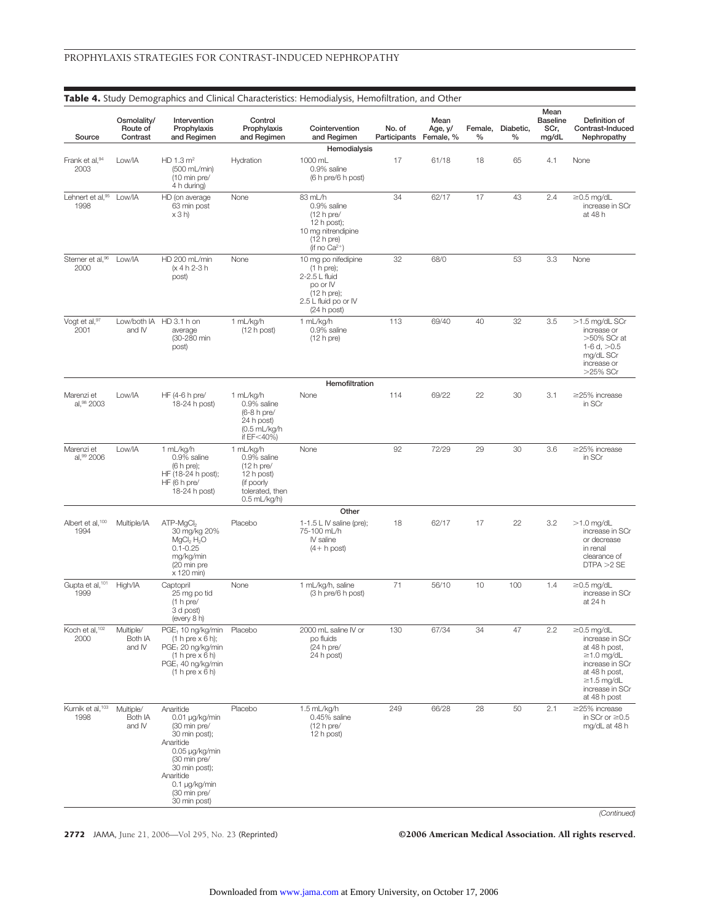**Table 4.** Study Demographics and Clinical Characteristics: Hemodialysis, Hemofiltration, and Other

| Source | Osmolality/ Route of Contrast | Intervention Prophylaxis and Regimen | Control Prophylaxis and Regimen | Cointervention and Regimen | No. of Participants | Mean Age, y/ Female, % | Female, % | Diabetic, % | Mean Baseline SCr, mg/dL | Definition of Contrast-Induced Nephropathy |
|---|---|---|---|---|---|---|---|---|---|---|
| | | | | **Hemodialysis** | | | | | | |
| Frank et al,[94] 2003 | Low/IA | HD 1.3 $m^2$ (500 mL/min) (10 min pre/ 4 h during) | Hydration | 1000 mL 0.9% saline (6 h pre/6 h post) | 17 | 61/18 | 18 | 65 | 4.1 | None |
| Lehnert et al,[95] 1998 | Low/IA | HD (on average 63 min post x 3 h) | None | 83 mL/h 0.9% saline (12 h pre/ 12 h post); 10 mg nitrendipine (12 h pre) (if no $Ca^{2+}$) | 34 | 62/17 | 17 | 43 | 2.4 | ≥0.5 mg/dL increase in SCr at 48 h |
| Sterner et al,[96] 2000 | Low/IA | HD 200 mL/min (x 4 h 2-3 h post) | None | 10 mg po nifedipine (1 h pre); 2-2.5 L fluid po or IV (12 h pre); 2.5 L fluid po or IV (24 h post) | 32 | 68/0 | | 53 | 3.3 | None |
| Vogt et al,[97] 2001 | Low/both IA and IV | HD 3.1 h on average (30-280 min post) | 1 mL/kg/h (12 h post) | 1 mL/kg/h 0.9% saline (12 h pre) | 113 | 69/40 | 40 | 32 | 3.5 | >1.5 mg/dL SCr increase or >50% SCr at 1-6 d, >0.5 mg/dL SCr increase or >25% SCr |
| | | | | **Hemofiltration** | | | | | | |
| Marenzi et al,[98] 2003 | Low/IA | HF (4-6 h pre/ 18-24 h post) | 1 mL/kg/h 0.9% saline (6-8 h pre/ 24 h post) (0.5 mL/kg/h if EF<40%) | None | 114 | 69/22 | 22 | 30 | 3.1 | ≥25% increase in SCr |
| Marenzi et al,[99] 2006 | Low/IA | 1 mL/kg/h 0.9% saline (6 h pre); HF (18-24 h post); HF (6 h pre/ 18-24 h post) | 1 mL/kg/h 0.9% saline (12 h pre/ 12 h post) (if poorly tolerated, then 0.5 mL/kg/h) | None | 92 | 72/29 | 29 | 30 | 3.6 | ≥25% increase in SCr |
| | | | | **Other** | | | | | | |
| Albert et al,[100] 1994 | Multiple/IA | ATP-$MgCl_2$ 30 mg/kg 20% $MgCl_2$ $H_2O$ 0.1-0.25 mg/kg/min (20 min pre x 120 min) | Placebo | 1-1.5 L IV saline (pre); 75-100 mL/h IV saline (4+ h post) | 18 | 62/17 | 17 | 22 | 3.2 | >1.0 mg/dL increase in SCr or decrease in renal clearance of DTPA >2 SE |
| Gupta et al,[101] 1999 | High/IA | Captopril 25 mg po tid (1 h pre/ 3 d post) (every 8 h) | None | 1 mL/kg/h, saline (3 h pre/6 h post) | 71 | 56/10 | 10 | 100 | 1.4 | ≥0.5 mg/dL increase in SCr at 24 h |
| Koch et al,[102] 2000 | Multiple/ Both IA and IV | $PGE_1$ 10 ng/kg/min (1 h pre x 6 h); $PGE_1$ 20 ng/kg/min (1 h pre x 6 h) $PGE_1$ 40 ng/kg/min (1 h pre x 6 h) | Placebo | 2000 mL saline IV or po fluids (24 h pre/ 24 h post) | 130 | 67/34 | 34 | 47 | 2.2 | ≥0.5 mg/dL increase in SCr at 48 h post, ≥1.0 mg/dL increase in SCr at 48 h post, ≥1.5 mg/dL increase in SCr at 48 h post |
| Kurnik et al,[103] 1998 | Multiple/ Both IA and IV | Anaritide 0.01 μg/kg/min (30 min pre/ 30 min post); Anaritide 0.05 μg/kg/min (30 min pre/ 30 min post); Anaritide 0.1 μg/kg/min (30 min pre/ 30 min post) | Placebo | 1.5 mL/kg/h 0.45% saline (12 h pre/ 12 h post) | 249 | 66/28 | 28 | 50 | 2.1 | ≥25% increase in SCr or ≥0.5 mg/dL at 48 h |

*(Continued)*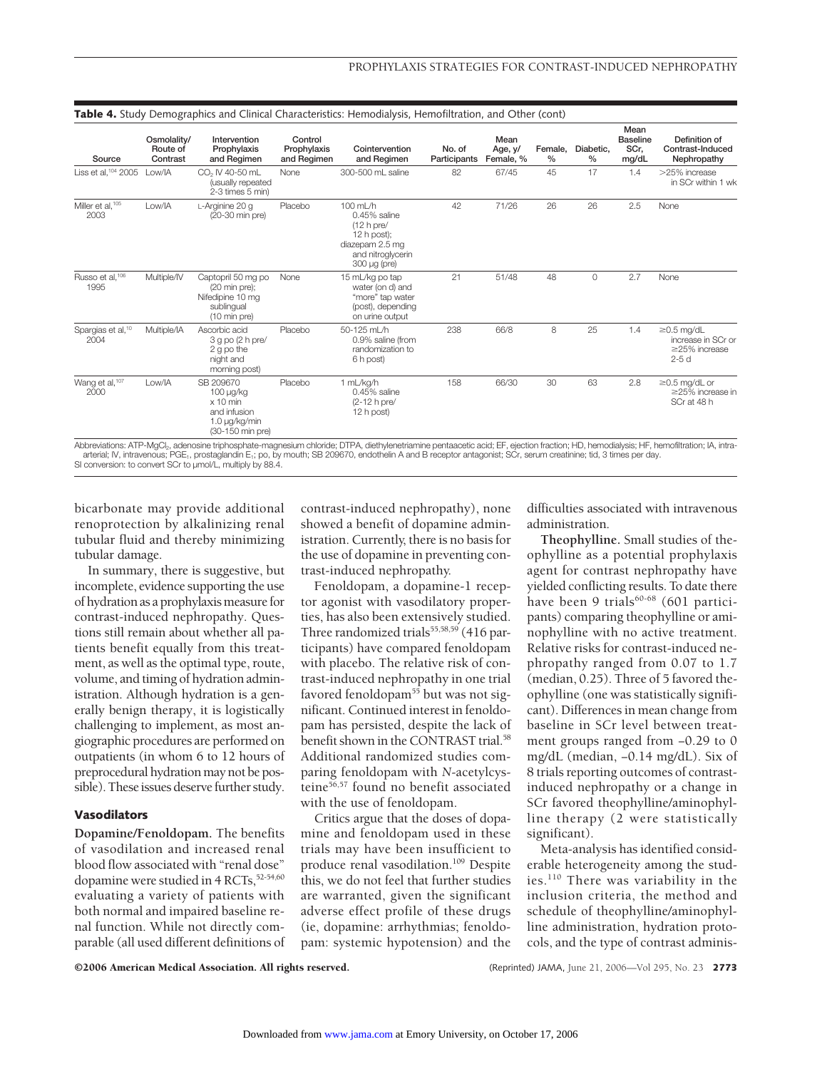**Table 4.** Study Demographics and Clinical Characteristics: Hemodialysis, Hemofiltration, and Other (cont)

| Source | Osmolality/ Route of Contrast | Intervention Prophylaxis and Regimen | Control Prophylaxis and Regimen | Cointervention and Regimen | No. of Participants | Mean Age, y/ Female, % | Female, % | Diabetic, % | Mean Baseline SCr, mg/dL | Definition of Contrast-Induced Nephropathy |
|---|---|---|---|---|---|---|---|---|---|---|
| Liss et al,[104] 2005 | Low/IA | $CO_2$ IV 40-50 mL (usually repeated 2-3 times 5 min) | None | 300-500 mL saline | 82 | 67/45 | 45 | 17 | 1.4 | >25% increase in SCr within 1 wk |
| Miller et al,[105] 2003 | Low/IA | L-Arginine 20 g (20-30 min pre) | Placebo | 100 mL/h 0.45% saline (12 h pre/ 12 h post); diazepam 2.5 mg and nitroglycerin 300 µg (pre) | 42 | 71/26 | 26 | 26 | 2.5 | None |
| Russo et al,[106] 1995 | Multiple/IV | Captopril 50 mg po (20 min pre); Nifedipine 10 mg sublingual (10 min pre) | None | 15 mL/kg po tap water (on d) and "more" tap water (post), depending on urine output | 21 | 51/48 | 48 | 0 | 2.7 | None |
| Spargias et al,[10] 2004 | Multiple/IA | Ascorbic acid 3 g po (2 h pre/ 2 g po the night and morning post) | Placebo | 50-125 mL/h 0.9% saline (from randomization to 6 h post) | 238 | 66/8 | 8 | 25 | 1.4 | ≥0.5 mg/dL increase in SCr or ≥25% increase 2-5 d |
| Wang et al,[107] 2000 | Low/IA | SB 209670 100 µg/kg x 10 min and infusion 1.0 µg/kg/min (30-150 min pre) | Placebo | 1 mL/kg/h 0.45% saline (2-12 h pre/ 12 h post) | 158 | 66/30 | 30 | 63 | 2.8 | ≥0.5 mg/dL or ≥25% increase in SCr at 48 h |

Abbreviations: ATP-$MgCl_2$, adenosine triphosphate-magnesium chloride; DTPA, diethylenetriamine pentaacetic acid; EF, ejection fraction; HD, hemodialysis; HF, hemofiltration; IA, intra-arterial; IV, intravenous; $PGE_1$, prostaglandin $E_1$; po, by mouth; SB 209670, endothelin A and B receptor antagonist; SCr, serum creatinine; tid, 3 times per day.
SI conversion: to convert SCr to µmol/L, multiply by 88.4.

bicarbonate may provide additional renoprotection by alkalinizing renal tubular fluid and thereby minimizing tubular damage.

In summary, there is suggestive, but incomplete, evidence supporting the use of hydration as a prophylaxis measure for contrast-induced nephropathy. Questions still remain about whether all patients benefit equally from this treatment, as well as the optimal type, route, volume, and timing of hydration administration. Although hydration is a generally benign therapy, it is logistically challenging to implement, as most angiographic procedures are performed on outpatients (in whom 6 to 12 hours of preprocedural hydration may not be possible). These issues deserve further study.

### Vasodilators

**Dopamine/Fenoldopam.** The benefits of vasodilation and increased renal blood flow associated with "renal dose" dopamine were studied in 4 RCTs,[52-54,60] evaluating a variety of patients with both normal and impaired baseline renal function. While not directly comparable (all used different definitions of contrast-induced nephropathy), none showed a benefit of dopamine administration. Currently, there is no basis for the use of dopamine in preventing contrast-induced nephropathy.

Fenoldopam, a dopamine-1 receptor agonist with vasodilatory properties, has also been extensively studied. Three randomized trials[55,58,59] (416 participants) have compared fenoldopam with placebo. The relative risk of contrast-induced nephropathy in one trial favored fenoldopam[55] but was not significant. Continued interest in fenoldopam has persisted, despite the lack of benefit shown in the CONTRAST trial.[58] Additional randomized studies comparing fenoldopam with *N*-acetylcysteine[56,57] found no benefit associated with the use of fenoldopam.

Critics argue that the doses of dopamine and fenoldopam used in these trials may have been insufficient to produce renal vasodilation.[109] Despite this, we do not feel that further studies are warranted, given the significant adverse effect profile of these drugs (ie, dopamine: arrhythmias; fenoldopam: systemic hypotension) and the difficulties associated with intravenous administration.

**Theophylline.** Small studies of theophylline as a potential prophylaxis agent for contrast nephropathy have yielded conflicting results. To date there have been 9 trials[60-68] (601 participants) comparing theophylline or aminophylline with no active treatment. Relative risks for contrast-induced nephropathy ranged from 0.07 to 1.7 (median, 0.25). Three of 5 favored theophylline (one was statistically significant). Differences in mean change from baseline in SCr level between treatment groups ranged from −0.29 to 0 mg/dL (median, −0.14 mg/dL). Six of 8 trials reporting outcomes of contrast-induced nephropathy or a change in SCr favored theophylline/aminophylline therapy (2 were statistically significant).

Meta-analysis has identified considerable heterogeneity among the studies.[110] There was variability in the inclusion criteria, the method and schedule of theophylline/aminophylline administration, hydration protocols, and the type of contrast adminis-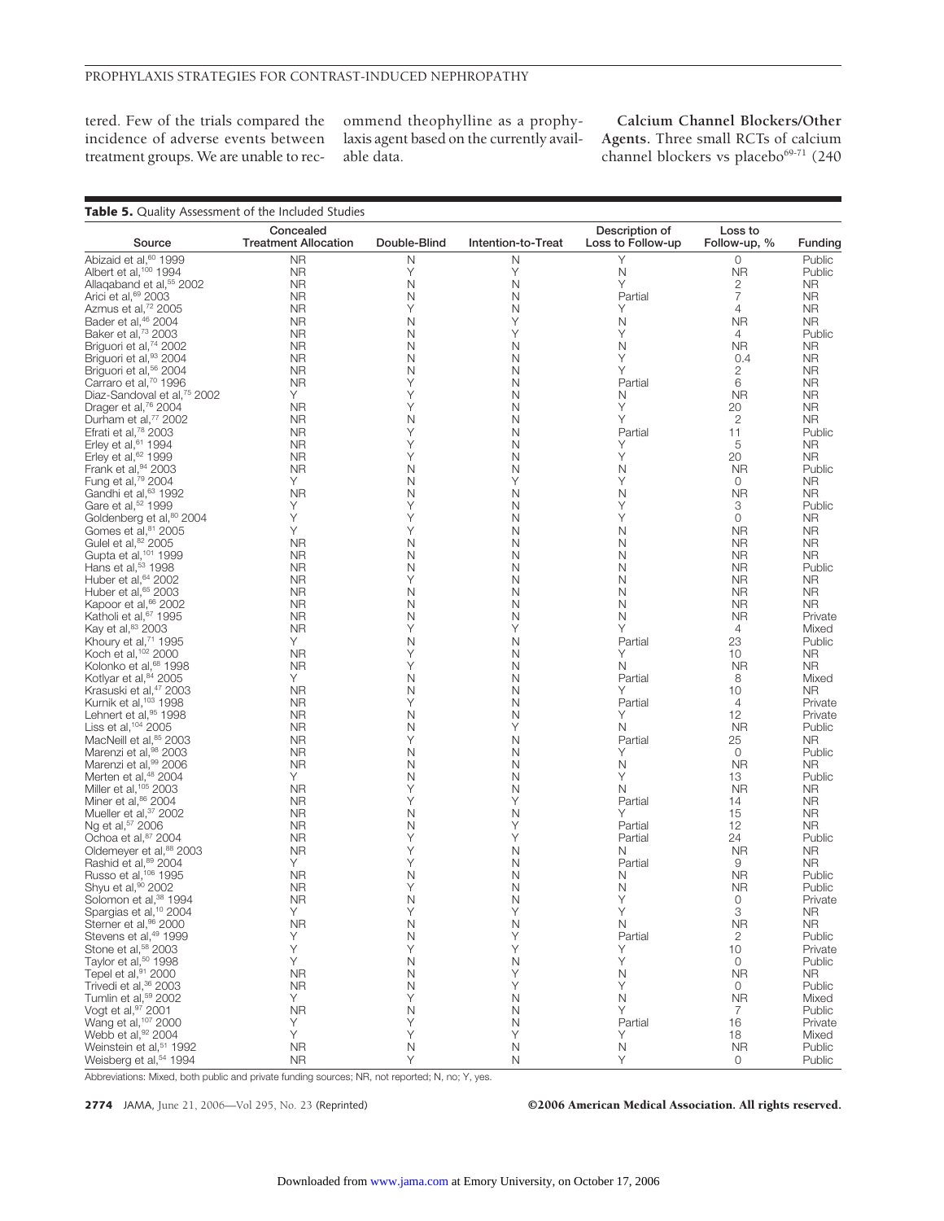tered. Few of the trials compared the incidence of adverse events between treatment groups. We are unable to recommend theophylline as a prophylaxis agent based on the currently available data.

**Calcium Channel Blockers/Other Agents.** Three small RCTs of calcium channel blockers vs placebo[69-71] (240

**Table 5.** Quality Assessment of the Included Studies

| Source | Concealed Treatment Allocation | Double-Blind | Intention-to-Treat | Description of Loss to Follow-up | Loss to Follow-up, % | Funding |
|---|---|---|---|---|---|---|
| Abizaid et al,[60] 1999 | NR | N | N | Y | 0 | Public |
| Albert et al,[100] 1994 | NR | Y | Y | N | NR | Public |
| Allaqaband et al,[55] 2002 | NR | N | N | Y | 2 | NR |
| Arici et al,[69] 2003 | NR | N | N | Partial | 7 | NR |
| Azmus et al,[72] 2005 | NR | Y | N | Y | 4 | NR |
| Bader et al,[46] 2004 | NR | N | Y | N | NR | NR |
| Baker et al,[73] 2003 | NR | N | Y | Y | 4 | Public |
| Briguori et al,[74] 2002 | NR | N | N | N | NR | NR |
| Briguori et al,[93] 2004 | NR | N | N | Y | 0.4 | NR |
| Briguori et al,[56] 2004 | NR | N | N | Y | 2 | NR |
| Carraro et al,[70] 1996 | NR | Y | N | Partial | 6 | NR |
| Diaz-Sandoval et al,[75] 2002 | Y | Y | N | N | NR | NR |
| Drager et al,[76] 2004 | NR | Y | N | Y | 20 | NR |
| Durham et al,[77] 2002 | NR | N | N | Y | 2 | NR |
| Efrati et al,[78] 2003 | NR | Y | N | Partial | 11 | Public |
| Erley et al,[61] 1994 | NR | Y | N | Y | 5 | NR |
| Erley et al,[62] 1999 | NR | Y | N | Y | 20 | NR |
| Frank et al,[94] 2003 | NR | N | N | N | NR | Public |
| Fung et al,[79] 2004 | Y | N | Y | Y | 0 | NR |
| Gandhi et al,[63] 1992 | NR | N | N | N | NR | NR |
| Gare et al,[52] 1999 | Y | Y | N | Y | 3 | Public |
| Goldenberg et al,[80] 2004 | Y | Y | N | Y | 0 | NR |
| Gomes et al,[81] 2005 | Y | Y | N | N | NR | NR |
| Gulel et al,[82] 2005 | NR | N | N | N | NR | NR |
| Gupta et al,[101] 1999 | NR | N | N | N | NR | NR |
| Hans et al,[53] 1998 | NR | N | N | N | NR | Public |
| Huber et al,[64] 2002 | NR | Y | N | N | NR | NR |
| Huber et al,[65] 2003 | NR | N | N | N | NR | NR |
| Kapoor et al,[66] 2002 | NR | N | N | N | NR | NR |
| Katholi et al,[67] 1995 | NR | N | N | N | NR | Private |
| Kay et al,[83] 2003 | NR | Y | Y | Y | 4 | Mixed |
| Khoury et al,[71] 1995 | Y | N | N | Partial | 23 | Public |
| Koch et al,[102] 2000 | NR | Y | N | Y | 10 | NR |
| Kolonko et al,[68] 1998 | NR | Y | N | N | NR | NR |
| Kotlyar et al,[84] 2005 | Y | N | N | Partial | 8 | Mixed |
| Krasuski et al,[47] 2003 | NR | N | N | Y | 10 | NR |
| Kurnik et al,[103] 1998 | NR | Y | N | Partial | 4 | Private |
| Lehnert et al,[95] 1998 | NR | N | N | Y | 12 | Private |
| Liss et al,[104] 2005 | NR | N | Y | N | NR | Public |
| MacNeill et al,[85] 2003 | NR | Y | N | Partial | 25 | NR |
| Marenzi et al,[98] 2003 | NR | N | N | Y | 0 | Public |
| Marenzi et al,[99] 2006 | NR | N | N | N | NR | NR |
| Merten et al,[48] 2004 | Y | N | N | Y | 13 | Public |
| Miller et al,[105] 2003 | NR | Y | N | N | NR | NR |
| Miner et al,[86] 2004 | NR | Y | Y | Partial | 14 | NR |
| Mueller et al,[37] 2002 | NR | N | N | Y | 15 | NR |
| Ng et al,[57] 2006 | NR | N | Y | Partial | 12 | NR |
| Ochoa et al,[87] 2004 | NR | Y | Y | Partial | 24 | Public |
| Oldemeyer et al,[88] 2003 | NR | Y | N | N | NR | NR |
| Rashid et al,[89] 2004 | Y | Y | N | Partial | 9 | NR |
| Russo et al,[106] 1995 | NR | N | N | N | NR | Public |
| Shyu et al,[90] 2002 | NR | Y | N | N | NR | Public |
| Solomon et al,[38] 1994 | NR | N | N | Y | 0 | Private |
| Spargias et al,[10] 2004 | Y | Y | Y | Y | 3 | NR |
| Sterner et al,[96] 2000 | NR | N | N | N | NR | NR |
| Stevens et al,[49] 1999 | Y | N | Y | Partial | 2 | Public |
| Stone et al,[58] 2003 | Y | Y | Y | Y | 10 | Private |
| Taylor et al,[50] 1998 | Y | N | N | Y | 0 | Public |
| Tepel et al,[91] 2000 | NR | N | Y | N | NR | NR |
| Trivedi et al,[36] 2003 | NR | N | Y | Y | 0 | Public |
| Tumlin et al,[59] 2002 | Y | Y | N | N | NR | Mixed |
| Vogt et al,[97] 2001 | NR | N | N | Y | 7 | Public |
| Wang et al,[107] 2000 | Y | Y | N | Partial | 16 | Private |
| Webb et al,[92] 2004 | Y | Y | Y | Y | 18 | Mixed |
| Weinstein et al,[51] 1992 | NR | N | N | N | NR | Public |
| Weisberg et al,[54] 1994 | NR | Y | N | Y | 0 | Public |

Abbreviations: Mixed, both public and private funding sources; NR, not reported; N, no; Y, yes.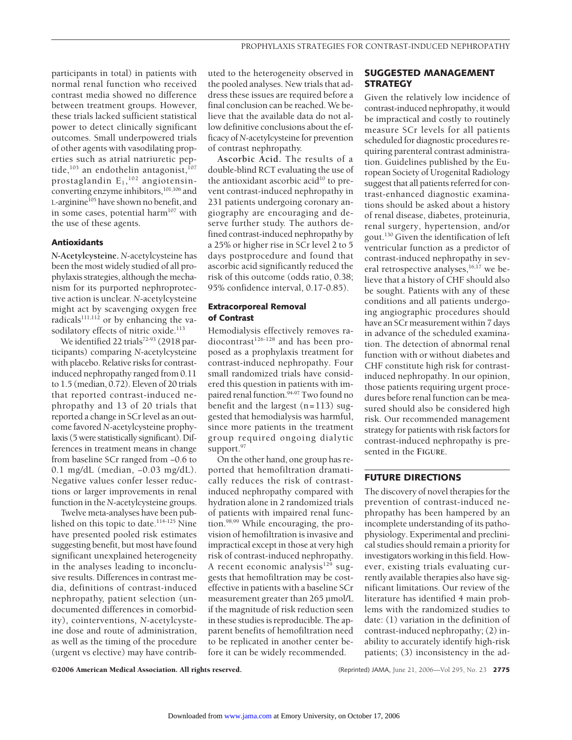participants in total) in patients with normal renal function who received contrast media showed no difference between treatment groups. However, these trials lacked sufficient statistical power to detect clinically significant outcomes. Small underpowered trials of other agents with vasodilating properties such as atrial natriuretic peptide,[103] an endothelin antagonist,[107] prostaglandin $E_1$,[102] angiotensin-converting enzyme inhibitors,[101,106] and L-arginine[105] have shown no benefit, and in some cases, potential harm[107] with the use of these agents.

### Antioxidants

**N-Acetylcysteine.** *N*-acetylcysteine has been the most widely studied of all prophylaxis strategies, although the mechanism for its purported nephroprotective action is unclear. *N*-acetylcysteine might act by scavenging oxygen free radicals[111,112] or by enhancing the vasodilatory effects of nitric oxide.[113]

We identified 22 trials[72-93] (2918 participants) comparing *N*-acetylcysteine with placebo. Relative risks for contrast-induced nephropathy ranged from 0.11 to 1.5 (median, 0.72). Eleven of 20 trials that reported contrast-induced nephropathy and 13 of 20 trials that reported a change in SCr level as an outcome favored *N*-acetylcysteine prophylaxis (5 were statistically significant). Differences in treatment means in change from baseline SCr ranged from −0.6 to 0.1 mg/dL (median, −0.03 mg/dL). Negative values confer lesser reductions or larger improvements in renal function in the *N*-acetylcysteine groups.

Twelve meta-analyses have been published on this topic to date.[114-125] Nine have presented pooled risk estimates suggesting benefit, but most have found significant unexplained heterogeneity in the analyses leading to inconclusive results. Differences in contrast media, definitions of contrast-induced nephropathy, patient selection (undocumented differences in comorbidity), cointerventions, *N*-acetylcysteine dose and route of administration, as well as the timing of the procedure (urgent vs elective) may have contributed to the heterogeneity observed in the pooled analyses. New trials that address these issues are required before a final conclusion can be reached. We believe that the available data do not allow definitive conclusions about the efficacy of *N*-acetylcysteine for prevention of contrast nephropathy.

**Ascorbic Acid.** The results of a double-blind RCT evaluating the use of the antioxidant ascorbic acid[10] to prevent contrast-induced nephropathy in 231 patients undergoing coronary angiography are encouraging and deserve further study. The authors defined contrast-induced nephropathy by a 25% or higher rise in SCr level 2 to 5 days postprocedure and found that ascorbic acid significantly reduced the risk of this outcome (odds ratio, 0.38; 95% confidence interval, 0.17-0.85).

### Extracorporeal Removal of Contrast

Hemodialysis effectively removes radiocontrast[126-128] and has been proposed as a prophylaxis treatment for contrast-induced nephropathy. Four small randomized trials have considered this question in patients with impaired renal function.[94-97] Two found no benefit and the largest (n=113) suggested that hemodialysis was harmful, since more patients in the treatment group required ongoing dialytic support.[97]

On the other hand, one group has reported that hemofiltration dramatically reduces the risk of contrast-induced nephropathy compared with hydration alone in 2 randomized trials of patients with impaired renal function.[98,99] While encouraging, the provision of hemofiltration is invasive and impractical except in those at very high risk of contrast-induced nephropathy. A recent economic analysis[129] suggests that hemofiltration may be cost-effective in patients with a baseline SCr measurement greater than 265 μmol/L if the magnitude of risk reduction seen in these studies is reproducible. The apparent benefits of hemofiltration need to be replicated in another center before it can be widely recommended.

## SUGGESTED MANAGEMENT STRATEGY

Given the relatively low incidence of contrast-induced nephropathy, it would be impractical and costly to routinely measure SCr levels for all patients scheduled for diagnostic procedures requiring parenteral contrast administration. Guidelines published by the European Society of Urogenital Radiology suggest that all patients referred for contrast-enhanced diagnostic examinations should be asked about a history of renal disease, diabetes, proteinuria, renal surgery, hypertension, and/or gout.[130] Given the identification of left ventricular function as a predictor of contrast-induced nephropathy in several retrospective analyses,[16,17] we believe that a history of CHF should also be sought. Patients with any of these conditions and all patients undergoing angiographic procedures should have an SCr measurement within 7 days in advance of the scheduled examination. The detection of abnormal renal function with or without diabetes and CHF constitute high risk for contrast-induced nephropathy. In our opinion, those patients requiring urgent procedures before renal function can be measured should also be considered high risk. Our recommended management strategy for patients with risk factors for contrast-induced nephropathy is presented in the FIGURE.

## FUTURE DIRECTIONS

The discovery of novel therapies for the prevention of contrast-induced nephropathy has been hampered by an incomplete understanding of its pathophysiology. Experimental and preclinical studies should remain a priority for investigators working in this field. However, existing trials evaluating currently available therapies also have significant limitations. Our review of the literature has identified 4 main problems with the randomized studies to date: (1) variation in the definition of contrast-induced nephropathy; (2) inability to accurately identify high-risk patients; (3) inconsistency in the ad-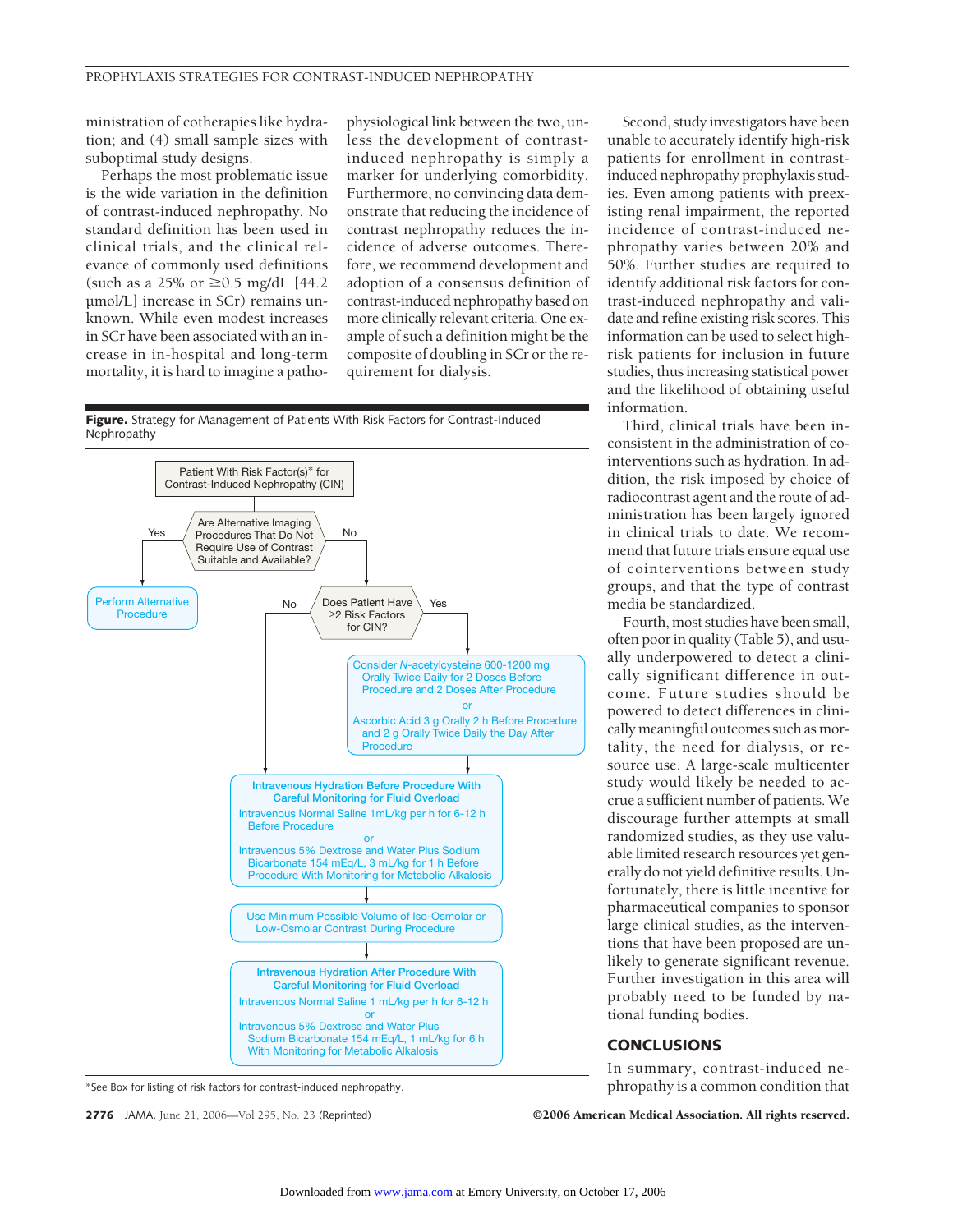ministration of cotherapies like hydration; and (4) small sample sizes with suboptimal study designs.

Perhaps the most problematic issue is the wide variation in the definition of contrast-induced nephropathy. No standard definition has been used in clinical trials, and the clinical relevance of commonly used definitions (such as a 25% or ≥0.5 mg/dL [44.2 μmol/L] increase in SCr) remains unknown. While even modest increases in SCr have been associated with an increase in in-hospital and long-term mortality, it is hard to imagine a pathophysiological link between the two, unless the development of contrast-induced nephropathy is simply a marker for underlying comorbidity. Furthermore, no convincing data demonstrate that reducing the incidence of contrast nephropathy reduces the incidence of adverse outcomes. Therefore, we recommend development and adoption of a consensus definition of contrast-induced nephropathy based on more clinically relevant criteria. One example of such a definition might be the composite of doubling in SCr or the requirement for dialysis.

**Figure.** Strategy for Management of Patients With Risk Factors for Contrast-Induced Nephropathy

Patient With Risk Factor(s)* for Contrast-Induced Nephropathy (CIN)

Are Alternative Imaging Procedures That Do Not Require Use of Contrast Suitable and Available?

- Yes → Perform Alternative Procedure
- No → Does Patient Have ≥2 Risk Factors for CIN?
  - Yes → Consider *N*-acetylcysteine 600-1200 mg Orally Twice Daily for 2 Doses Before Procedure and 2 Doses After Procedure or Ascorbic Acid 3 g Orally 2 h Before Procedure and 2 g Orally Twice Daily the Day After Procedure → Intravenous Hydration Before Procedure
  - No → Intravenous Hydration Before Procedure

**Intravenous Hydration Before Procedure With Careful Monitoring for Fluid Overload**
Intravenous Normal Saline 1mL/kg per h for 6-12 h Before Procedure
or
Intravenous 5% Dextrose and Water Plus Sodium Bicarbonate 154 mEq/L, 3 mL/kg for 1 h Before Procedure With Monitoring for Metabolic Alkalosis

↓

Use Minimum Possible Volume of Iso-Osmolar or Low-Osmolar Contrast During Procedure

↓

**Intravenous Hydration After Procedure With Careful Monitoring for Fluid Overload**
Intravenous Normal Saline 1 mL/kg per h for 6-12 h
or
Intravenous 5% Dextrose and Water Plus Sodium Bicarbonate 154 mEq/L, 1 mL/kg for 6 h With Monitoring for Metabolic Alkalosis

*See Box for listing of risk factors for contrast-induced nephropathy.

Second, study investigators have been unable to accurately identify high-risk patients for enrollment in contrast-induced nephropathy prophylaxis studies. Even among patients with preexisting renal impairment, the reported incidence of contrast-induced nephropathy varies between 20% and 50%. Further studies are required to identify additional risk factors for contrast-induced nephropathy and validate and refine existing risk scores. This information can be used to select high-risk patients for inclusion in future studies, thus increasing statistical power and the likelihood of obtaining useful information.

Third, clinical trials have been inconsistent in the administration of cointerventions such as hydration. In addition, the risk imposed by choice of radiocontrast agent and the route of administration has been largely ignored in clinical trials to date. We recommend that future trials ensure equal use of cointerventions between study groups, and that the type of contrast media be standardized.

Fourth, most studies have been small, often poor in quality (Table 5), and usually underpowered to detect a clinically significant difference in outcome. Future studies should be powered to detect differences in clinically meaningful outcomes such as mortality, the need for dialysis, or resource use. A large-scale multicenter study would likely be needed to accrue a sufficient number of patients. We discourage further attempts at small randomized studies, as they use valuable limited research resources yet generally do not yield definitive results. Unfortunately, there is little incentive for pharmaceutical companies to sponsor large clinical studies, as the interventions that have been proposed are unlikely to generate significant revenue. Further investigation in this area will probably need to be funded by national funding bodies.

## CONCLUSIONS

In summary, contrast-induced nephropathy is a common condition that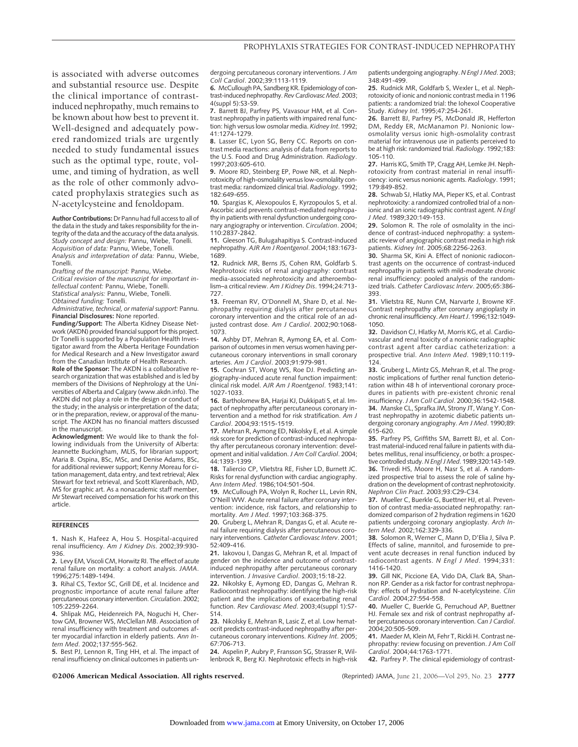is associated with adverse outcomes and substantial resource use. Despite the clinical importance of contrast-induced nephropathy, much remains to be known about how best to prevent it. Well-designed and adequately powered randomized trials are urgently needed to study fundamental issues such as the optimal type, route, volume, and timing of hydration, as well as the role of other commonly advocated prophylaxis strategies such as *N*-acetylcysteine and fenoldopam.

**Author Contributions:** Dr Pannu had full access to all of the data in the study and takes responsibility for the integrity of the data and the accuracy of the data analysis.
*Study concept and design:* Pannu, Wiebe, Tonelli.
*Acquisition of data:* Pannu, Wiebe, Tonelli.
*Analysis and interpretation of data:* Pannu, Wiebe, Tonelli.
*Drafting of the manuscript:* Pannu, Wiebe.
*Critical revision of the manuscript for important intellectual content:* Pannu, Wiebe, Tonelli.
*Statistical analysis:* Pannu, Wiebe, Tonelli.
*Obtained funding:* Tonelli.
*Administrative, technical, or material support:* Pannu.
**Financial Disclosures:** None reported.
**Funding/Support:** The Alberta Kidney Disease Network (AKDN) provided financial support for this project. Dr Tonelli is supported by a Population Health Investigator award from the Alberta Heritage Foundation for Medical Research and a New Investigator award from the Canadian Institute of Health Research.
**Role of the Sponsor:** The AKDN is a collaborative research organization that was established and is led by members of the Divisions of Nephrology at the Universities of Alberta and Calgary (www.akdn.info). The AKDN did not play a role in the design or conduct of the study; in the analysis or interpretation of the data; or in the preparation, review, or approval of the manuscript. The AKDN has no financial matters discussed in the manuscript.
**Acknowledgment:** We would like to thank the following individuals from the University of Alberta: Jeannette Buckingham, MLIS, for librarian support; Maria B. Ospina, BSc, MSc, and Denise Adams, BSc, for additional reviewer support; Kenny Moreau for citation management, data entry, and text retrieval; Alex Stewart for text retrieval, and Scott Klarenbach, MD, MS for graphic art. As a nonacademic staff member, Mr Stewart received compensation for his work on this article.

## REFERENCES

1. Nash K, Hafeez A, Hou S. Hospital-acquired renal insufficiency. *Am J Kidney Dis*. 2002;39:930-936.
2. Levy EM, Viscoli CM, Horwitz RI. The effect of acute renal failure on mortality: a cohort analysis. *JAMA*. 1996;275:1489-1494.
3. Rihal CS, Textor SC, Grill DE, et al. Incidence and prognostic importance of acute renal failure after percutaneous coronary intervention. *Circulation*. 2002;105:2259-2264.
4. Shlipak MG, Heidenreich PA, Noguchi H, Chertow GM, Browner WS, McClellan MB. Association of renal insufficiency with treatment and outcomes after myocardial infarction in elderly patients. *Ann Intern Med*. 2002;137:555-562.
5. Best PJ, Lennon R, Ting HH, et al. The impact of renal insufficiency on clinical outcomes in patients undergoing percutaneous coronary interventions. *J Am Coll Cardiol*. 2002;39:1113-1119.
6. McCullough PA, Sandberg KR. Epidemiology of contrast-induced nephropathy. *Rev Cardiovasc Med*. 2003;4(suppl 5):S3-S9.
7. Barrett BJ, Parfrey PS, Vavasour HM, et al. Contrast nephropathy in patients with impaired renal function: high versus low osmolar media. *Kidney Int*. 1992;41:1274-1279.
8. Lasser EC, Lyon SG, Berry CC. Reports on contrast media reactions: analysis of data from reports to the U.S. Food and Drug Administration. *Radiology*. 1997;203:605-610.
9. Moore RD, Steinberg EP, Powe NR, et al. Nephrotoxicity of high-osmolality versus low-osmolality contrast media: randomized clinical trial. *Radiology*. 1992;182:649-655.
10. Spargias K, Alexopoulos E, Kyrzopoulos S, et al. Ascorbic acid prevents contrast-mediated nephropathy in patients with renal dysfunction undergoing coronary angiography or intervention. *Circulation*. 2004;110:2837-2842.
11. Gleeson TG, Bulugahapitiya S. Contrast-induced nephropathy. *AJR Am J Roentgenol*. 2004;183:1673-1689.
12. Rudnick MR, Berns JS, Cohen RM, Goldfarb S. Nephrotoxic risks of renal angiography: contrast media-associated nephrotoxicity and atheroembolism–a critical review. *Am J Kidney Dis*. 1994;24:713-727.
13. Freeman RV, O'Donnell M, Share D, et al. Nephropathy requiring dialysis after percutaneous coronary intervention and the critical role of an adjusted contrast dose. *Am J Cardiol*. 2002;90:1068-1073.
14. Ashby DT, Mehran R, Aymong EA, et al. Comparison of outcomes in men versus women having percutaneous coronary interventions in small coronary arteries. *Am J Cardiol*. 2003;91:979-981.
15. Cochran ST, Wong WS, Roe DJ. Predicting angiography-induced acute renal function impairment: clinical risk model. *AJR Am J Roentgenol*. 1983;141:1027-1033.
16. Bartholomew BA, Harjai KJ, Dukkipati S, et al. Impact of nephropathy after percutaneous coronary intervention and a method for risk stratification. *Am J Cardiol*. 2004;93:1515-1519.
17. Mehran R, Aymong ED, Nikolsky E, et al. A simple risk score for prediction of contrast-induced nephropathy after percutaneous coronary intervention: development and initial validation. *J Am Coll Cardiol*. 2004;44:1393-1399.
18. Taliercio CP, Vlietstra RE, Fisher LD, Burnett JC. Risks for renal dysfunction with cardiac angiography. *Ann Intern Med*. 1986;104:501-504.
19. McCullough PA, Wolyn R, Rocher LL, Levin RN, O'Neill WW. Acute renal failure after coronary intervention: incidence, risk factors, and relationship to mortality. *Am J Med*. 1997;103:368-375.
20. Gruberg L, Mehran R, Dangas G, et al. Acute renal failure requiring dialysis after percutaneous coronary interventions. *Catheter Cardiovasc Interv*. 2001;52:409-416.
21. Iakovou I, Dangas G, Mehran R, et al. Impact of gender on the incidence and outcome of contrast-induced nephropathy after percutaneous coronary intervention. *J Invasive Cardiol*. 2003;15:18-22.
22. Nikolsky E, Aymong ED, Dangas G, Mehran R. Radiocontrast nephropathy: identifying the high-risk patient and the implications of exacerbating renal function. *Rev Cardiovasc Med*. 2003;4(suppl 1):S7-S14.
23. Nikolsky E, Mehran R, Lasic Z, et al. Low hematocrit predicts contrast-induced nephropathy after percutaneous coronary interventions. *Kidney Int*. 2005;67:706-713.
24. Aspelin P, Aubry P, Fransson SG, Strasser R, Willenbrock R, Berg KJ. Nephrotoxic effects in high-risk patients undergoing angiography. *N Engl J Med*. 2003;348:491-499.
25. Rudnick MR, Goldfarb S, Wexler L, et al. Nephrotoxicity of ionic and nonionic contrast media in 1196 patients: a randomized trial: the Iohexol Cooperative Study. *Kidney Int*. 1995;47:254-261.
26. Barrett BJ, Parfrey PS, McDonald JR, Hefferton DM, Reddy ER, McManamon PJ. Nonionic low-osmolality versus ionic high-osmolality contrast material for intravenous use in patients perceived to be at high risk: randomized trial. *Radiology*. 1992;183:105-110.
27. Harris KG, Smith TP, Cragg AH, Lemke JH. Nephrotoxicity from contrast material in renal insufficiency: ionic versus nonionic agents. *Radiology*. 1991;179:849-852.
28. Schwab SJ, Hlatky MA, Pieper KS, et al. Contrast nephrotoxicity: a randomized controlled trial of a nonionic and an ionic radiographic contrast agent. *N Engl J Med*. 1989;320:149-153.
29. Solomon R. The role of osmolality in the incidence of contrast-induced nephropathy: a systematic review of angiographic contrast media in high risk patients. *Kidney Int*. 2005;68:2256-2263.
30. Sharma SK, Kini A. Effect of nonionic radiocontrast agents on the occurrence of contrast-induced nephropathy in patients with mild-moderate chronic renal insufficiency: pooled analysis of the randomized trials. *Catheter Cardiovasc Interv*. 2005;65:386-393.
31. Vlietstra RE, Nunn CM, Narvarte J, Browne KF. Contrast nephropathy after coronary angioplasty in chronic renal insufficiency. *Am Heart J*. 1996;132:1049-1050.
32. Davidson CJ, Hlatky M, Morris KG, et al. Cardiovascular and renal toxicity of a nonionic radiographic contrast agent after cardiac catheterization: a prospective trial. *Ann Intern Med*. 1989;110:119-124.
33. Gruberg L, Mintz GS, Mehran R, et al. The prognostic implications of further renal function deterioration within 48 h of interventional coronary procedures in patients with pre-existent chronic renal insufficiency. *J Am Coll Cardiol*. 2000;36:1542-1548.
34. Manske CL, Sprafka JM, Strony JT, Wang Y. Contrast nephropathy in azotemic diabetic patients undergoing coronary angiography. *Am J Med*. 1990;89:615-620.
35. Parfrey PS, Griffiths SM, Barrett BJ, et al. Contrast material-induced renal failure in patients with diabetes mellitus, renal insufficiency, or both: a prospective controlled study. *N Engl J Med*. 1989;320:143-149.
36. Trivedi HS, Moore H, Nasr S, et al. A randomized prospective trial to assess the role of saline hydration on the development of contrast nephrotoxicity. *Nephron Clin Pract*. 2003;93:C29-C34.
37. Mueller C, Buerkle G, Buettner HJ, et al. Prevention of contrast media-associated nephropathy: randomized comparison of 2 hydration regimens in 1620 patients undergoing coronary angioplasty. *Arch Intern Med*. 2002;162:329-336.
38. Solomon R, Werner C, Mann D, D'Elia J, Silva P. Effects of saline, mannitol, and furosemide to prevent acute decreases in renal function induced by radiocontrast agents. *N Engl J Med*. 1994;331:1416-1420.
39. Gill NK, Piccione EA, Vido DA, Clark BA, Shannon RP. Gender as a risk factor for contrast nephropathy: effects of hydration and N-acetylcysteine. *Clin Cardiol*. 2004;27:554-558.
40. Mueller C, Buerkle G, Perruchoud AP, Buettner HJ. Female sex and risk of contrast nephropathy after percutaneous coronary intervention. *Can J Cardiol*. 2004;20:505-509.
41. Maeder M, Klein M, Fehr T, Rickli H. Contrast nephropathy: review focusing on prevention. *J Am Coll Cardiol*. 2004;44:1763-1771.
42. Parfrey P. The clinical epidemiology of contrast-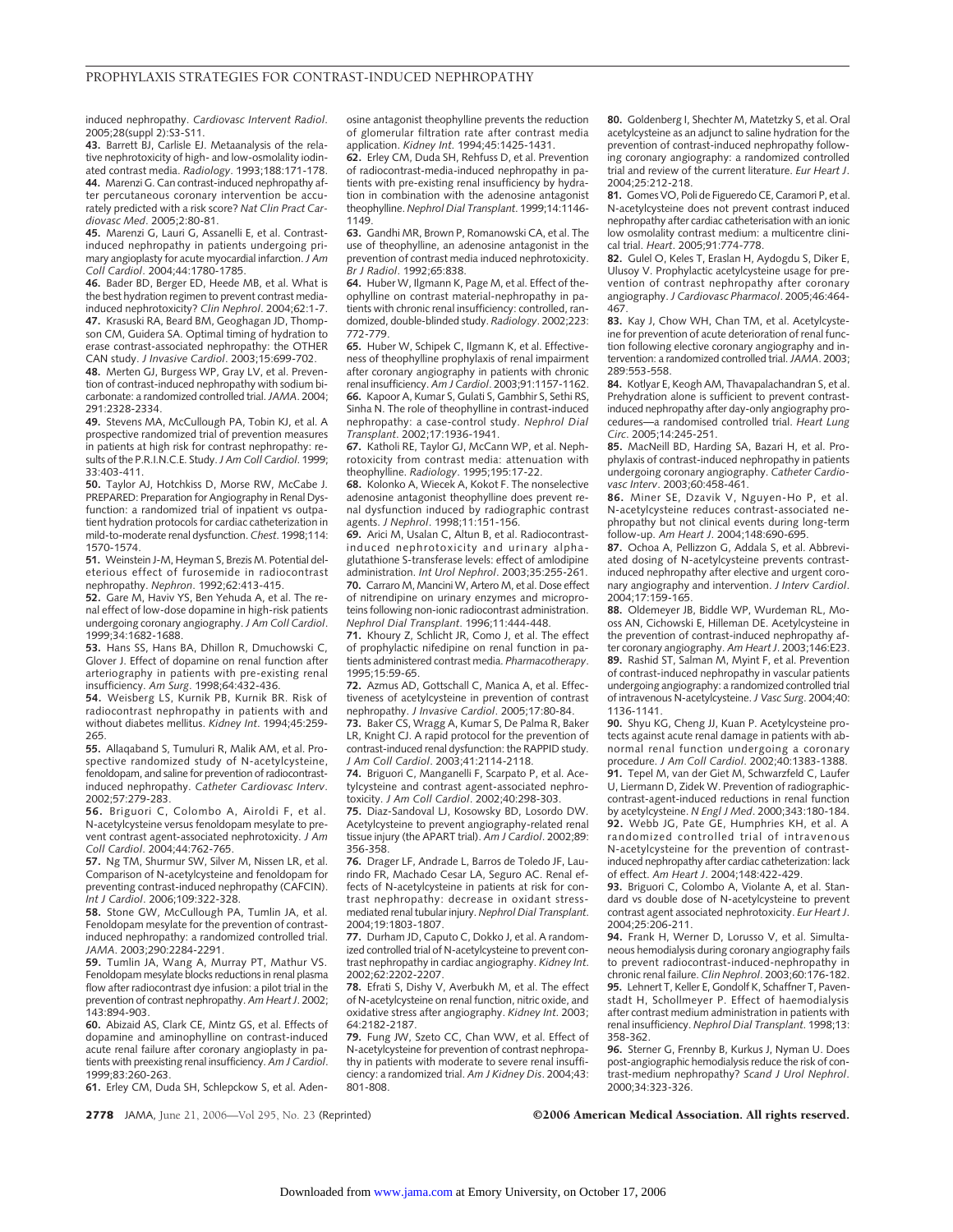induced nephropathy. *Cardiovasc Intervent Radiol*. 2005;28(suppl 2):S3-S11.

**43.** Barrett BJ, Carlisle EJ. Metaanalysis of the relative nephrotoxicity of high- and low-osmolality iodinated contrast media. *Radiology*. 1993;188:171-178.

**44.** Marenzi G. Can contrast-induced nephropathy after percutaneous coronary intervention be accurately predicted with a risk score? *Nat Clin Pract Cardiovasc Med*. 2005;2:80-81.

**45.** Marenzi G, Lauri G, Assanelli E, et al. Contrast-induced nephropathy in patients undergoing primary angioplasty for acute myocardial infarction. *J Am Coll Cardiol*. 2004;44:1780-1785.

**46.** Bader BD, Berger ED, Heede MB, et al. What is the best hydration regimen to prevent contrast media-induced nephrotoxicity? *Clin Nephrol*. 2004;62:1-7.

**47.** Krasuski RA, Beard BM, Geoghagan JD, Thompson CM, Guidera SA. Optimal timing of hydration to erase contrast-associated nephropathy: the OTHER CAN study. *J Invasive Cardiol*. 2003;15:699-702.

**48.** Merten GJ, Burgess WP, Gray LV, et al. Prevention of contrast-induced nephropathy with sodium bicarbonate: a randomized controlled trial. *JAMA*. 2004;291:2328-2334.

**49.** Stevens MA, McCullough PA, Tobin KJ, et al. A prospective randomized trial of prevention measures in patients at high risk for contrast nephropathy: results of the P.R.I.N.C.E. Study. *J Am Coll Cardiol*. 1999;33:403-411.

**50.** Taylor AJ, Hotchkiss D, Morse RW, McCabe J. PREPARED: Preparation for Angiography in Renal Dysfunction: a randomized trial of inpatient vs outpatient hydration protocols for cardiac catheterization in mild-to-moderate renal dysfunction. *Chest*. 1998;114:1570-1574.

**51.** Weinstein J-M, Heyman S, Brezis M. Potential deleterious effect of furosemide in radiocontrast nephropathy. *Nephron*. 1992;62:413-415.

**52.** Gare M, Haviv YS, Ben Yehuda A, et al. The renal effect of low-dose dopamine in high-risk patients undergoing coronary angiography. *J Am Coll Cardiol*. 1999;34:1682-1688.

**53.** Hans SS, Hans BA, Dhillon R, Dmuchowski C, Glover J. Effect of dopamine on renal function after arteriography in patients with pre-existing renal insufficiency. *Am Surg*. 1998;64:432-436.

**54.** Weisberg LS, Kurnik PB, Kurnik BR. Risk of radiocontrast nephropathy in patients with and without diabetes mellitus. *Kidney Int*. 1994;45:259-265.

**55.** Allaqaband S, Tumuluri R, Malik AM, et al. Prospective randomized study of N-acetylcysteine, fenoldopam, and saline for prevention of radiocontrast-induced nephropathy. *Catheter Cardiovasc Interv*. 2002;57:279-283.

**56.** Briguori C, Colombo A, Airoldi F, et al. N-acetylcysteine versus fenoldopam mesylate to prevent contrast agent-associated nephrotoxicity. *J Am Coll Cardiol*. 2004;44:762-765.

**57.** Ng TM, Shurmur SW, Silver M, Nissen LR, et al. Comparison of N-acetylcysteine and fenoldopam for preventing contrast-induced nephropathy (CAFCIN). *Int J Cardiol*. 2006;109:322-328.

**58.** Stone GW, McCullough PA, Tumlin JA, et al. Fenoldopam mesylate for the prevention of contrast-induced nephropathy: a randomized controlled trial. *JAMA*. 2003;290:2284-2291.

**59.** Tumlin JA, Wang A, Murray PT, Mathur VS. Fenoldopam mesylate blocks reductions in renal plasma flow after radiocontrast dye infusion: a pilot trial in the prevention of contrast nephropathy. *Am Heart J*. 2002;143:894-903.

**60.** Abizaid AS, Clark CE, Mintz GS, et al. Effects of dopamine and aminophylline on contrast-induced acute renal failure after coronary angioplasty in patients with preexisting renal insufficiency. *Am J Cardiol*. 1999;83:260-263.

**61.** Erley CM, Duda SH, Schlepckow S, et al. Adenosine antagonist theophylline prevents the reduction of glomerular filtration rate after contrast media application. *Kidney Int*. 1994;45:1425-1431.

**62.** Erley CM, Duda SH, Rehfuss D, et al. Prevention of radiocontrast-media-induced nephropathy in patients with pre-existing renal insufficiency by hydration in combination with the adenosine antagonist theophylline. *Nephrol Dial Transplant*. 1999;14:1146-1149.

**63.** Gandhi MR, Brown P, Romanowski CA, et al. The use of theophylline, an adenosine antagonist in the prevention of contrast media induced nephrotoxicity. *Br J Radiol*. 1992;65:838.

**64.** Huber W, Ilgmann K, Page M, et al. Effect of theophylline on contrast material-nephropathy in patients with chronic renal insufficiency: controlled, randomized, double-blinded study. *Radiology*. 2002;223:772-779.

**65.** Huber W, Schipek C, Ilgmann K, et al. Effectiveness of theophylline prophylaxis of renal impairment after coronary angiography in patients with chronic renal insufficiency. *Am J Cardiol*. 2003;91:1157-1162.

**66.** Kapoor A, Kumar S, Gulati S, Gambhir S, Sethi RS, Sinha N. The role of theophylline in contrast-induced nephropathy: a case-control study. *Nephrol Dial Transplant*. 2002;17:1936-1941.

**67.** Katholi RE, Taylor GJ, McCann WP, et al. Nephrotoxicity from contrast media: attenuation with theophylline. *Radiology*. 1995;195:17-22.

**68.** Kolonko A, Wiecek A, Kokot F. The nonselective adenosine antagonist theophylline does prevent renal dysfunction induced by radiographic contrast agents. *J Nephrol*. 1998;11:151-156.

**69.** Arici M, Usalan C, Altun B, et al. Radiocontrast-induced nephrotoxicity and urinary alpha-glutathione S-transferase levels: effect of amlodipine administration. *Int Urol Nephrol*. 2003;35:255-261.

**70.** Carraro M, Mancini W, Artero M, et al. Dose effect of nitrendipine on urinary enzymes and microproteins following non-ionic radiocontrast administration. *Nephrol Dial Transplant*. 1996;11:444-448.

**71.** Khoury Z, Schlicht JR, Como J, et al. The effect of prophylactic nifedipine on renal function in patients administered contrast media. *Pharmacotherapy*. 1995;15:59-65.

**72.** Azmus AD, Gottschall C, Manica A, et al. Effectiveness of acetylcysteine in prevention of contrast nephropathy. *J Invasive Cardiol*. 2005;17:80-84.

**73.** Baker CS, Wragg A, Kumar S, De Palma R, Baker LR, Knight CJ. A rapid protocol for the prevention of contrast-induced renal dysfunction: the RAPPID study. *J Am Coll Cardiol*. 2003;41:2114-2118.

**74.** Briguori C, Manganelli F, Scarpato P, et al. Acetylcysteine and contrast agent-associated nephrotoxicity. *J Am Coll Cardiol*. 2002;40:298-303.

**75.** Diaz-Sandoval LJ, Kosowsky BD, Losordo DW. Acetylcysteine to prevent angiography-related renal tissue injury (the APART trial). *Am J Cardiol*. 2002;89:356-358.

**76.** Drager LF, Andrade L, Barros de Toledo JF, Laurindo FR, Machado Cesar LA, Seguro AC. Renal effects of N-acetylcysteine in patients at risk for contrast nephropathy: decrease in oxidant stress-mediated renal tubular injury. *Nephrol Dial Transplant*. 2004;19:1803-1807.

**77.** Durham JD, Caputo C, Dokko J, et al. A randomized controlled trial of N-acetylcysteine to prevent contrast nephropathy in cardiac angiography. *Kidney Int*. 2002;62:2202-2207.

**78.** Efrati S, Dishy V, Averbukh M, et al. The effect of N-acetylcysteine on renal function, nitric oxide, and oxidative stress after angiography. *Kidney Int*. 2003;64:2182-2187.

**79.** Fung JW, Szeto CC, Chan WW, et al. Effect of N-acetylcysteine for prevention of contrast nephropathy in patients with moderate to severe renal insufficiency: a randomized trial. *Am J Kidney Dis*. 2004;43:801-808.

**80.** Goldenberg I, Shechter M, Matetzky S, et al. Oral acetylcysteine as an adjunct to saline hydration for the prevention of contrast-induced nephropathy following coronary angiography: a randomized controlled trial and review of the current literature. *Eur Heart J*. 2004;25:212-218.

**81.** Gomes VO, Poli de Figueredo CE, Caramori P, et al. N-acetylcysteine does not prevent contrast induced nephropathy after cardiac catheterisation with an ionic low osmolality contrast medium: a multicentre clinical trial. *Heart*. 2005;91:774-778.

**82.** Gulel O, Keles T, Eraslan H, Aydogdu S, Diker E, Ulusoy V. Prophylactic acetylcysteine usage for prevention of contrast nephropathy after coronary angiography. *J Cardiovasc Pharmacol*. 2005;46:464-467.

**83.** Kay J, Chow WH, Chan TM, et al. Acetylcysteine for prevention of acute deterioration of renal function following elective coronary angiography and intervention: a randomized controlled trial. *JAMA*. 2003;289:553-558.

**84.** Kotlyar E, Keogh AM, Thavapalachandran S, et al. Prehydration alone is sufficient to prevent contrast-induced nephropathy after day-only angiography procedures—a randomised controlled trial. *Heart Lung Circ*. 2005;14:245-251.

**85.** MacNeill BD, Harding SA, Bazari H, et al. Prophylaxis of contrast-induced nephropathy in patients undergoing coronary angiography. *Catheter Cardiovasc Interv*. 2003;60:458-461.

**86.** Miner SE, Dzavik V, Nguyen-Ho P, et al. N-acetylcysteine reduces contrast-associated nephropathy but not clinical events during long-term follow-up. *Am Heart J*. 2004;148:690-695.

**87.** Ochoa A, Pellizzon G, Addala S, et al. Abbreviated dosing of N-acetylcysteine prevents contrast-induced nephropathy after elective and urgent coronary angiography and intervention. *J Interv Cardiol*. 2004;17:159-165.

**88.** Oldemeyer JB, Biddle WP, Wurdeman RL, Mooss AN, Cichowski E, Hilleman DE. Acetylcysteine in the prevention of contrast-induced nephropathy after coronary angiography. *Am Heart J*. 2003;146:E23.

**89.** Rashid ST, Salman M, Myint F, et al. Prevention of contrast-induced nephropathy in vascular patients undergoing angiography: a randomized controlled trial of intravenous N-acetylcysteine. *J Vasc Surg*. 2004;40:1136-1141.

**90.** Shyu KG, Cheng JJ, Kuan P. Acetylcysteine protects against acute renal damage in patients with abnormal renal function undergoing a coronary procedure. *J Am Coll Cardiol*. 2002;40:1383-1388.

**91.** Tepel M, van der Giet M, Schwarzfeld C, Laufer U, Liermann D, Zidek W. Prevention of radiographic-contrast-agent-induced reductions in renal function by acetylcysteine. *N Engl J Med*. 2000;343:180-184.

**92.** Webb JG, Pate GE, Humphries KH, et al. A randomized controlled trial of intravenous N-acetylcysteine for the prevention of contrast-induced nephropathy after cardiac catheterization: lack of effect. *Am Heart J*. 2004;148:422-429.

**93.** Briguori C, Colombo A, Violante A, et al. Standard vs double dose of N-acetylcysteine to prevent contrast agent associated nephrotoxicity. *Eur Heart J*. 2004;25:206-211.

**94.** Frank H, Werner D, Lorusso V, et al. Simultaneous hemodialysis during coronary angiography fails to prevent radiocontrast-induced-nephropathy in chronic renal failure. *Clin Nephrol*. 2003;60:176-182.

**95.** Lehnert T, Keller E, Gondolf K, Schaffner T, Pavenstadt H, Schollmeyer P. Effect of haemodialysis after contrast medium administration in patients with renal insufficiency. *Nephrol Dial Transplant*. 1998;13:358-362.

**96.** Sterner G, Frennby B, Kurkus J, Nyman U. Does post-angiographic hemodialysis reduce the risk of contrast-medium nephropathy? *Scand J Urol Nephrol*. 2000;34:323-326.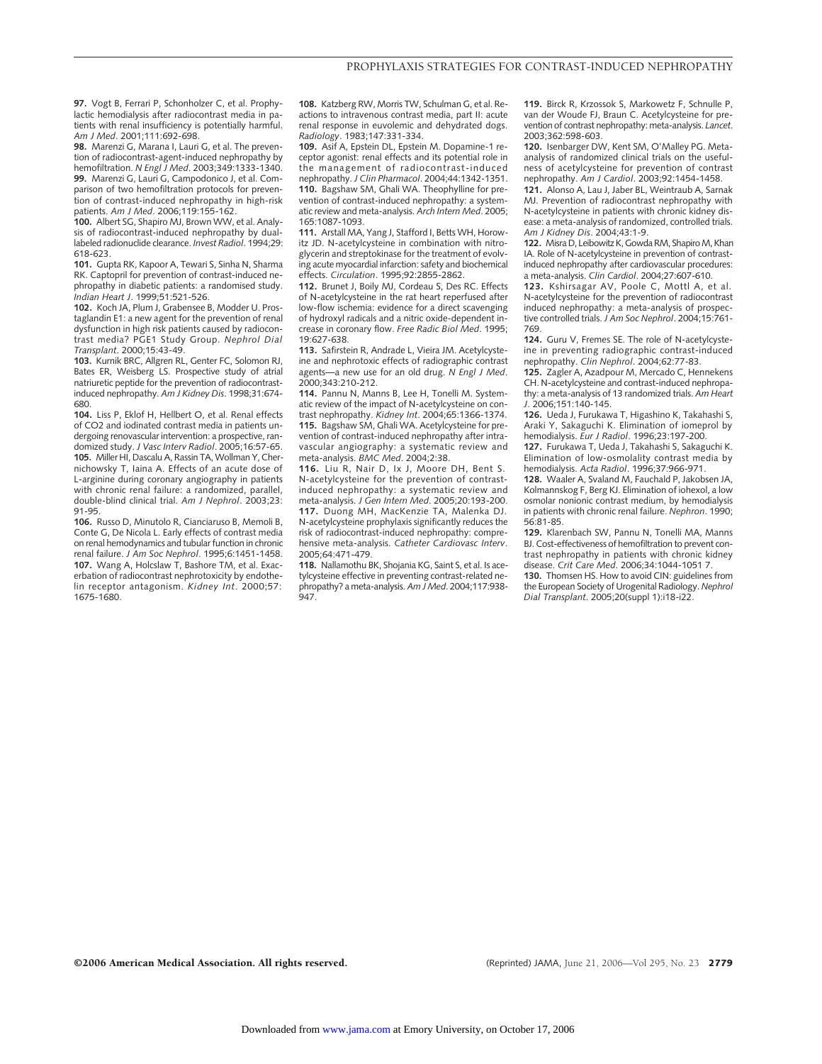**97.** Vogt B, Ferrari P, Schonholzer C, et al. Prophylactic hemodialysis after radiocontrast media in patients with renal insufficiency is potentially harmful. *Am J Med*. 2001;111:692-698.

**98.** Marenzi G, Marana I, Lauri G, et al. The prevention of radiocontrast-agent-induced nephropathy by hemofiltration. *N Engl J Med*. 2003;349:1333-1340.

**99.** Marenzi G, Lauri G, Campodonico J, et al. Comparison of two hemofiltration protocols for prevention of contrast-induced nephropathy in high-risk patients. *Am J Med*. 2006;119:155-162.

**100.** Albert SG, Shapiro MJ, Brown WW, et al. Analysis of radiocontrast-induced nephropathy by dual-labeled radionuclide clearance. *Invest Radiol*. 1994;29: 618-623.

**101.** Gupta RK, Kapoor A, Tewari S, Sinha N, Sharma RK. Captopril for prevention of contrast-induced nephropathy in diabetic patients: a randomised study. *Indian Heart J*. 1999;51:521-526.

**102.** Koch JA, Plum J, Grabensee B, Modder U. Prostaglandin E1: a new agent for the prevention of renal dysfunction in high risk patients caused by radiocontrast media? PGE1 Study Group. *Nephrol Dial Transplant*. 2000;15:43-49.

**103.** Kurnik BRC, Allgren RL, Genter FC, Solomon RJ, Bates ER, Weisberg LS. Prospective study of atrial natriuretic peptide for the prevention of radiocontrast-induced nephropathy. *Am J Kidney Dis*. 1998;31:674-680.

**104.** Liss P, Eklof H, Hellbert O, et al. Renal effects of CO2 and iodinated contrast media in patients undergoing renovascular intervention: a prospective, randomized study. *J Vasc Interv Radiol*. 2005;16:57-65.

**105.** Miller HI, Dascalu A, Rassin TA, Wollman Y, Chernichowsky T, Iaina A. Effects of an acute dose of L-arginine during coronary angiography in patients with chronic renal failure: a randomized, parallel, double-blind clinical trial. *Am J Nephrol*. 2003;23: 91-95.

**106.** Russo D, Minutolo R, Cianciaruso B, Memoli B, Conte G, De Nicola L. Early effects of contrast media on renal hemodynamics and tubular function in chronic renal failure. *J Am Soc Nephrol*. 1995;6:1451-1458.

**107.** Wang A, Holcslaw T, Bashore TM, et al. Exacerbation of radiocontrast nephrotoxicity by endothelin receptor antagonism. *Kidney Int*. 2000;57: 1675-1680.

**108.** Katzberg RW, Morris TW, Schulman G, et al. Reactions to intravenous contrast media, part II: acute renal response in euvolemic and dehydrated dogs. *Radiology*. 1983;147:331-334.

**109.** Asif A, Epstein DL, Epstein M. Dopamine-1 receptor agonist: renal effects and its potential role in the management of radiocontrast-induced nephropathy. *J Clin Pharmacol*. 2004;44:1342-1351.

**110.** Bagshaw SM, Ghali WA. Theophylline for prevention of contrast-induced nephropathy: a systematic review and meta-analysis. *Arch Intern Med*. 2005; 165:1087-1093.

**111.** Arstall MA, Yang J, Stafford I, Betts WH, Horowitz JD. N-acetylcysteine in combination with nitroglycerin and streptokinase for the treatment of evolving acute myocardial infarction: safety and biochemical effects. *Circulation*. 1995;92:2855-2862.

**112.** Brunet J, Boily MJ, Cordeau S, Des RC. Effects of N-acetylcysteine in the rat heart reperfused after low-flow ischemia: evidence for a direct scavenging of hydroxyl radicals and a nitric oxide-dependent increase in coronary flow. *Free Radic Biol Med*. 1995; 19:627-638.

**113.** Safirstein R, Andrade L, Vieira JM. Acetylcysteine and nephrotoxic effects of radiographic contrast agents—a new use for an old drug. *N Engl J Med*. 2000;343:210-212.

**114.** Pannu N, Manns B, Lee H, Tonelli M. Systematic review of the impact of N-acetylcysteine on contrast nephropathy. *Kidney Int*. 2004;65:1366-1374.

**115.** Bagshaw SM, Ghali WA. Acetylcysteine for prevention of contrast-induced nephropathy after intravascular angiography: a systematic review and meta-analysis. *BMC Med*. 2004;2:38.

**116.** Liu R, Nair D, Ix J, Moore DH, Bent S. N-acetylcysteine for the prevention of contrast-induced nephropathy: a systematic review and meta-analysis. *J Gen Intern Med*. 2005;20:193-200.

**117.** Duong MH, MacKenzie TA, Malenka DJ. N-acetylcysteine prophylaxis significantly reduces the risk of radiocontrast-induced nephropathy: comprehensive meta-analysis. *Catheter Cardiovasc Interv*. 2005;64:471-479.

**118.** Nallamothu BK, Shojania KG, Saint S, et al. Is acetylcysteine effective in preventing contrast-related nephropathy? a meta-analysis. *Am J Med*. 2004;117:938-947.

**119.** Birck R, Krzossok S, Markowetz F, Schnulle P, van der Woude FJ, Braun C. Acetylcysteine for prevention of contrast nephropathy: meta-analysis. *Lancet*. 2003;362:598-603.

**120.** Isenbarger DW, Kent SM, O'Malley PG. Meta-analysis of randomized clinical trials on the usefulness of acetylcysteine for prevention of contrast nephropathy. *Am J Cardiol*. 2003;92:1454-1458.

**121.** Alonso A, Lau J, Jaber BL, Weintraub A, Sarnak MJ. Prevention of radiocontrast nephropathy with N-acetylcysteine in patients with chronic kidney disease: a meta-analysis of randomized, controlled trials. *Am J Kidney Dis*. 2004;43:1-9.

**122.** Misra D, Leibowitz K, Gowda RM, Shapiro M, Khan IA. Role of N-acetylcysteine in prevention of contrast-induced nephropathy after cardiovascular procedures: a meta-analysis. *Clin Cardiol*. 2004;27:607-610.

**123.** Kshirsagar AV, Poole C, Mottl A, et al. N-acetylcysteine for the prevention of radiocontrast induced nephropathy: a meta-analysis of prospective controlled trials. *J Am Soc Nephrol*. 2004;15:761-769.

**124.** Guru V, Fremes SE. The role of N-acetylcysteine in preventing radiographic contrast-induced nephropathy. *Clin Nephrol*. 2004;62:77-83.

**125.** Zagler A, Azadpour M, Mercado C, Hennekens CH. N-acetylcysteine and contrast-induced nephropathy: a meta-analysis of 13 randomized trials. *Am Heart J*. 2006;151:140-145.

**126.** Ueda J, Furukawa T, Higashino K, Takahashi S, Araki Y, Sakaguchi K. Elimination of iomeprol by hemodialysis. *Eur J Radiol*. 1996;23:197-200.

**127.** Furukawa T, Ueda J, Takahashi S, Sakaguchi K. Elimination of low-osmolality contrast media by hemodialysis. *Acta Radiol*. 1996;37:966-971.

**128.** Waaler A, Svaland M, Fauchald P, Jakobsen JA, Kolmannskog F, Berg KJ. Elimination of iohexol, a low osmolar nonionic contrast medium, by hemodialysis in patients with chronic renal failure. *Nephron*. 1990; 56:81-85.

**129.** Klarenbach SW, Pannu N, Tonelli MA, Manns BJ. Cost-effectiveness of hemofiltration to prevent contrast nephropathy in patients with chronic kidney disease. *Crit Care Med*. 2006;34:1044-1051 7.

**130.** Thomsen HS. How to avoid CIN: guidelines from the European Society of Urogenital Radiology. *Nephrol Dial Transplant*. 2005;20(suppl 1):i18-i22.